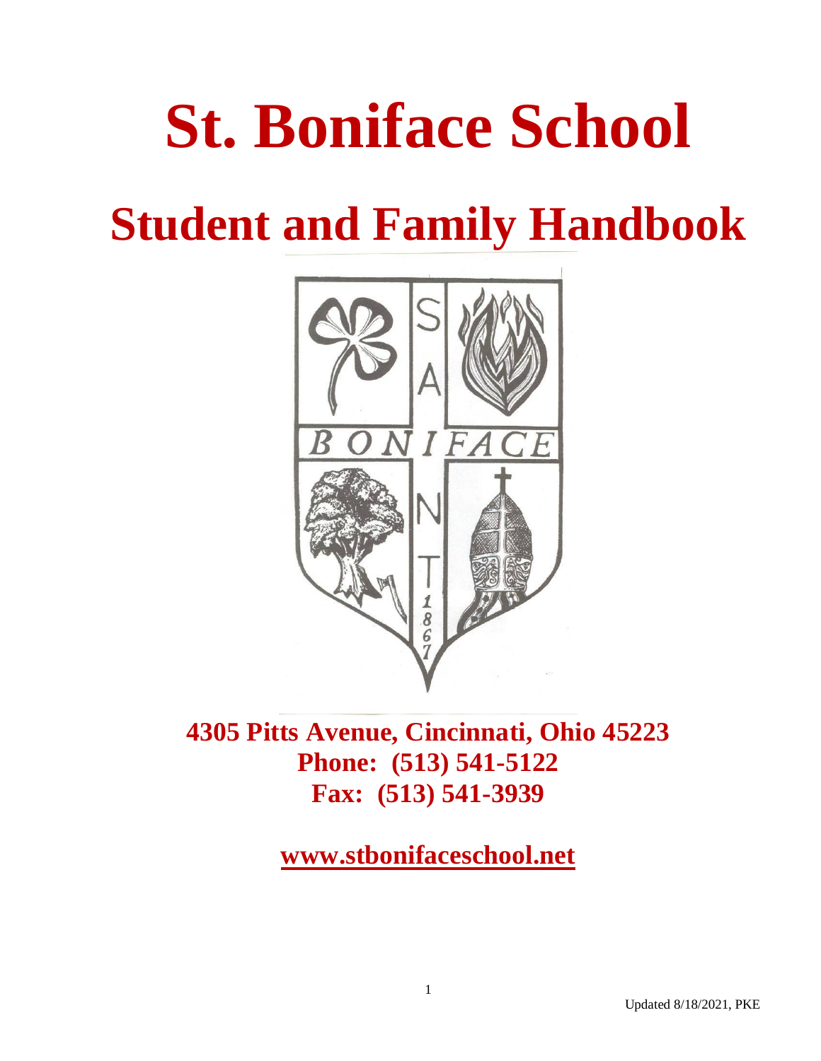# St. Boniface School

# Student and Family Handbook

**4305 Pitts Avenue, Cincinnati, Ohio 45223**
**Phone: (513) 541-5122**
**Fax: (513) 541-3939**

**www.stbonifaceschool.net**

Updated 8/18/2021, PKE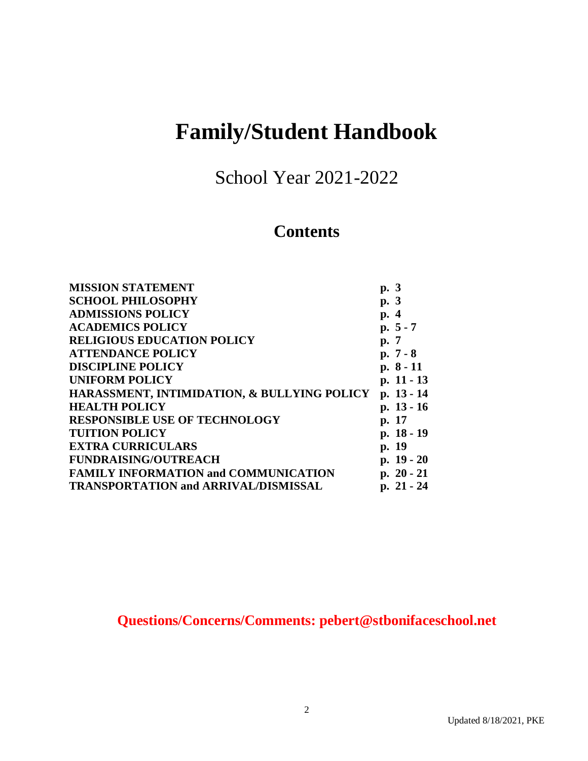# Family/Student Handbook

School Year 2021-2022

## Contents

| | |
|---|---|
| **MISSION STATEMENT** | **p. 3** |
| **SCHOOL PHILOSOPHY** | **p. 3** |
| **ADMISSIONS POLICY** | **p. 4** |
| **ACADEMICS POLICY** | **p. 5 - 7** |
| **RELIGIOUS EDUCATION POLICY** | **p. 7** |
| **ATTENDANCE POLICY** | **p. 7 - 8** |
| **DISCIPLINE POLICY** | **p. 8 - 11** |
| **UNIFORM POLICY** | **p. 11 - 13** |
| **HARASSMENT, INTIMIDATION, & BULLYING POLICY** | **p. 13 - 14** |
| **HEALTH POLICY** | **p. 13 - 16** |
| **RESPONSIBLE USE OF TECHNOLOGY** | **p. 17** |
| **TUITION POLICY** | **p. 18 - 19** |
| **EXTRA CURRICULARS** | **p. 19** |
| **FUNDRAISING/OUTREACH** | **p. 19 - 20** |
| **FAMILY INFORMATION and COMMUNICATION** | **p. 20 - 21** |
| **TRANSPORTATION and ARRIVAL/DISMISSAL** | **p. 21 - 24** |

**Questions/Concerns/Comments: pebert@stbonifaceschool.net**

Updated 8/18/2021, PKE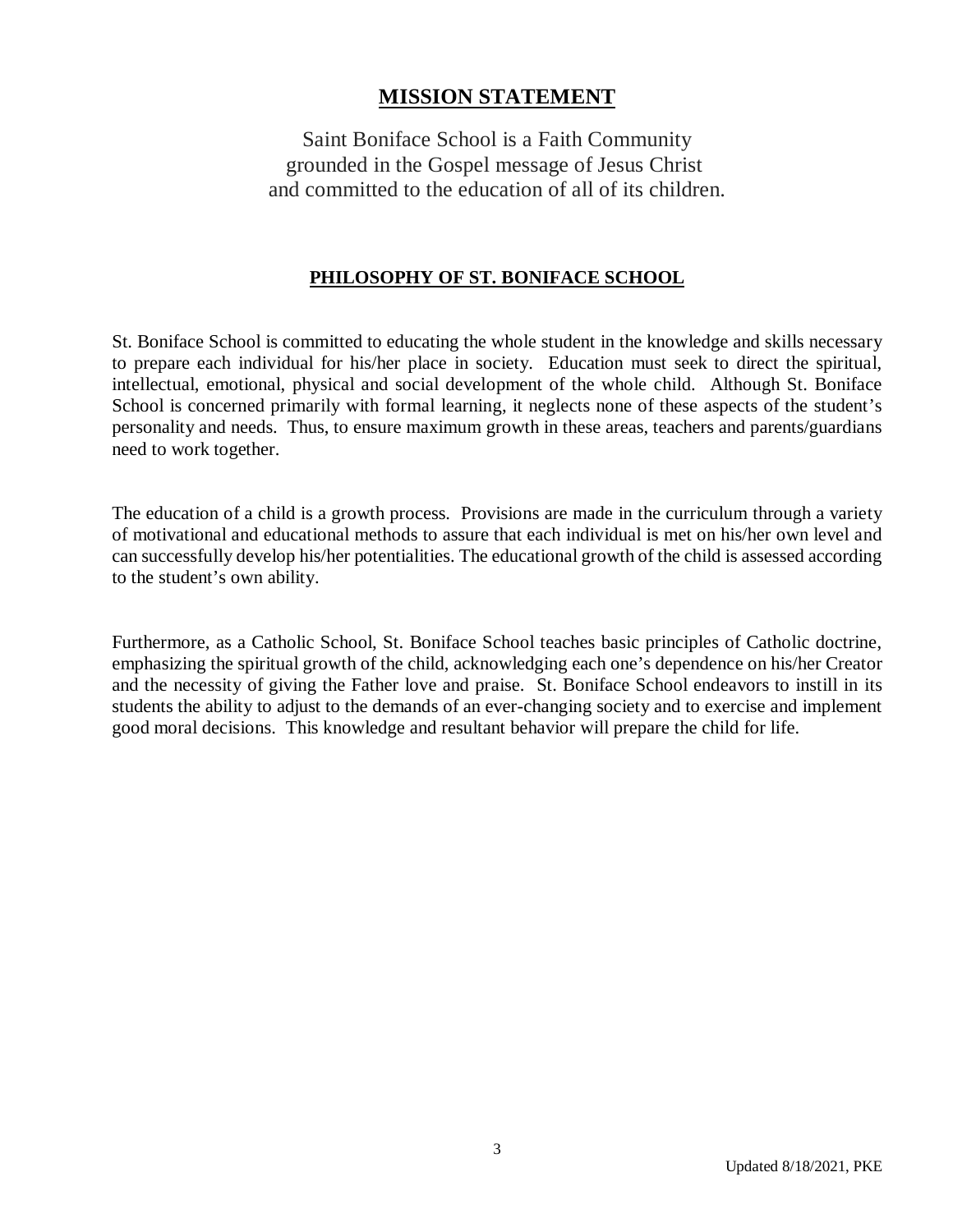# MISSION STATEMENT

Saint Boniface School is a Faith Community
grounded in the Gospel message of Jesus Christ
and committed to the education of all of its children.

## PHILOSOPHY OF ST. BONIFACE SCHOOL

St. Boniface School is committed to educating the whole student in the knowledge and skills necessary to prepare each individual for his/her place in society. Education must seek to direct the spiritual, intellectual, emotional, physical and social development of the whole child. Although St. Boniface School is concerned primarily with formal learning, it neglects none of these aspects of the student's personality and needs. Thus, to ensure maximum growth in these areas, teachers and parents/guardians need to work together.

The education of a child is a growth process. Provisions are made in the curriculum through a variety of motivational and educational methods to assure that each individual is met on his/her own level and can successfully develop his/her potentialities. The educational growth of the child is assessed according to the student's own ability.

Furthermore, as a Catholic School, St. Boniface School teaches basic principles of Catholic doctrine, emphasizing the spiritual growth of the child, acknowledging each one's dependence on his/her Creator and the necessity of giving the Father love and praise. St. Boniface School endeavors to instill in its students the ability to adjust to the demands of an ever-changing society and to exercise and implement good moral decisions. This knowledge and resultant behavior will prepare the child for life.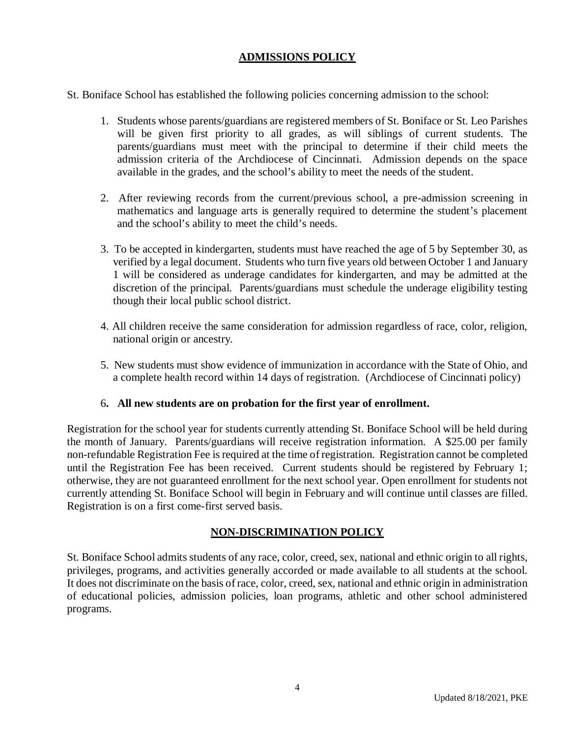## ADMISSIONS POLICY

St. Boniface School has established the following policies concerning admission to the school:

1. Students whose parents/guardians are registered members of St. Boniface or St. Leo Parishes will be given first priority to all grades, as will siblings of current students. The parents/guardians must meet with the principal to determine if their child meets the admission criteria of the Archdiocese of Cincinnati. Admission depends on the space available in the grades, and the school's ability to meet the needs of the student.

2. After reviewing records from the current/previous school, a pre-admission screening in mathematics and language arts is generally required to determine the student's placement and the school's ability to meet the child's needs.

3. To be accepted in kindergarten, students must have reached the age of 5 by September 30, as verified by a legal document. Students who turn five years old between October 1 and January 1 will be considered as underage candidates for kindergarten, and may be admitted at the discretion of the principal. Parents/guardians must schedule the underage eligibility testing though their local public school district.

4. All children receive the same consideration for admission regardless of race, color, religion, national origin or ancestry.

5. New students must show evidence of immunization in accordance with the State of Ohio, and a complete health record within 14 days of registration. (Archdiocese of Cincinnati policy)

6. **All new students are on probation for the first year of enrollment.**

Registration for the school year for students currently attending St. Boniface School will be held during the month of January. Parents/guardians will receive registration information. A $25.00 per family non-refundable Registration Fee is required at the time of registration. Registration cannot be completed until the Registration Fee has been received. Current students should be registered by February 1; otherwise, they are not guaranteed enrollment for the next school year. Open enrollment for students not currently attending St. Boniface School will begin in February and will continue until classes are filled. Registration is on a first come-first served basis.

## NON-DISCRIMINATION POLICY

St. Boniface School admits students of any race, color, creed, sex, national and ethnic origin to all rights, privileges, programs, and activities generally accorded or made available to all students at the school. It does not discriminate on the basis of race, color, creed, sex, national and ethnic origin in administration of educational policies, admission policies, loan programs, athletic and other school administered programs.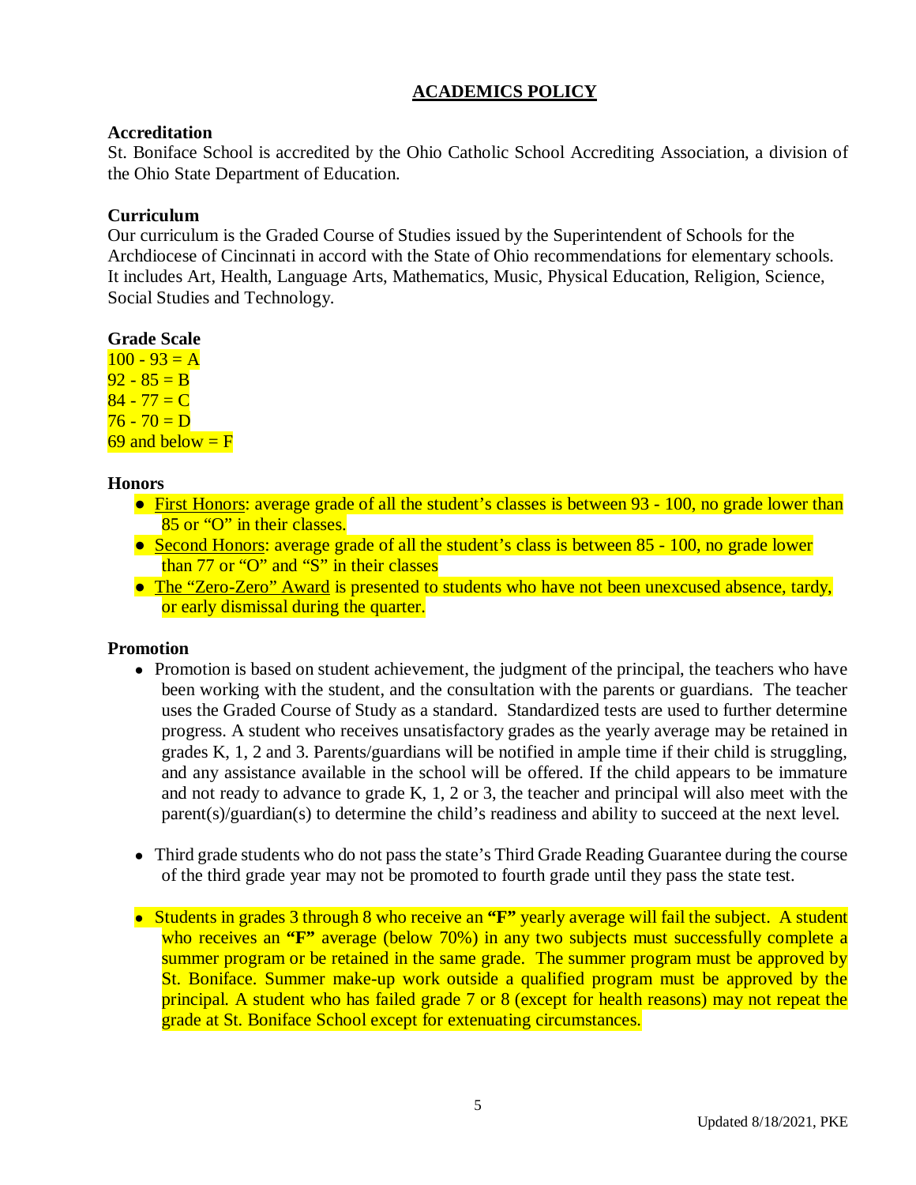# ACADEMICS POLICY

**Accreditation**

St. Boniface School is accredited by the Ohio Catholic School Accrediting Association, a division of the Ohio State Department of Education.

**Curriculum**

Our curriculum is the Graded Course of Studies issued by the Superintendent of Schools for the Archdiocese of Cincinnati in accord with the State of Ohio recommendations for elementary schools. It includes Art, Health, Language Arts, Mathematics, Music, Physical Education, Religion, Science, Social Studies and Technology.

**Grade Scale**

100 - 93 = A
92 - 85 = B
84 - 77 = C
76 - 70 = D
69 and below = F

**Honors**

- First Honors: average grade of all the student's classes is between 93 - 100, no grade lower than 85 or "O" in their classes.
- Second Honors: average grade of all the student's class is between 85 - 100, no grade lower than 77 or "O" and "S" in their classes
- The "Zero-Zero" Award is presented to students who have not been unexcused absence, tardy, or early dismissal during the quarter.

**Promotion**

- Promotion is based on student achievement, the judgment of the principal, the teachers who have been working with the student, and the consultation with the parents or guardians. The teacher uses the Graded Course of Study as a standard. Standardized tests are used to further determine progress. A student who receives unsatisfactory grades as the yearly average may be retained in grades K, 1, 2 and 3. Parents/guardians will be notified in ample time if their child is struggling, and any assistance available in the school will be offered. If the child appears to be immature and not ready to advance to grade K, 1, 2 or 3, the teacher and principal will also meet with the parent(s)/guardian(s) to determine the child's readiness and ability to succeed at the next level.

- Third grade students who do not pass the state's Third Grade Reading Guarantee during the course of the third grade year may not be promoted to fourth grade until they pass the state test.

- Students in grades 3 through 8 who receive an **"F"** yearly average will fail the subject. A student who receives an **"F"** average (below 70%) in any two subjects must successfully complete a summer program or be retained in the same grade. The summer program must be approved by St. Boniface. Summer make-up work outside a qualified program must be approved by the principal. A student who has failed grade 7 or 8 (except for health reasons) may not repeat the grade at St. Boniface School except for extenuating circumstances.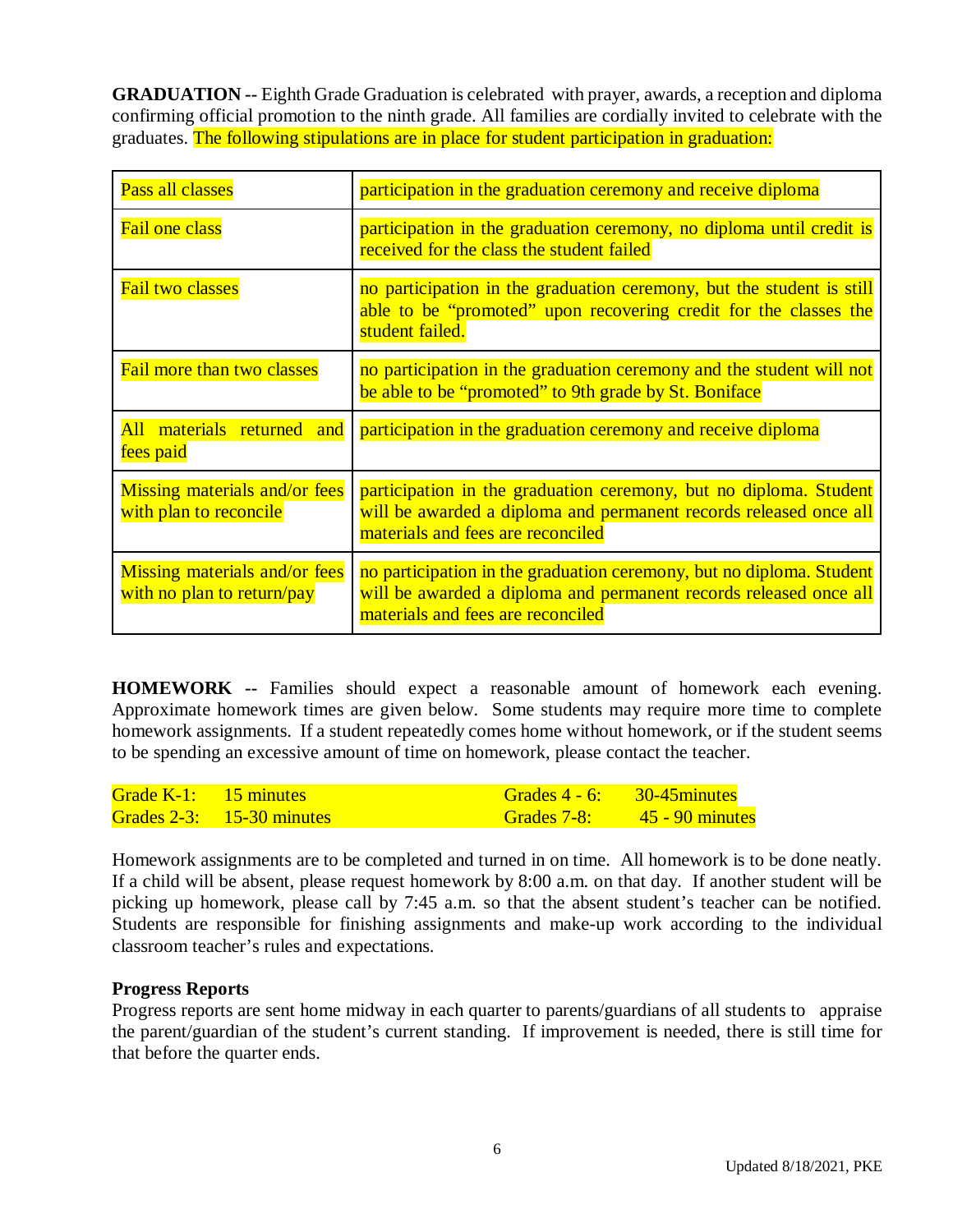**GRADUATION --** Eighth Grade Graduation is celebrated with prayer, awards, a reception and diploma confirming official promotion to the ninth grade. All families are cordially invited to celebrate with the graduates. The following stipulations are in place for student participation in graduation:

| | |
|---|---|
| Pass all classes | participation in the graduation ceremony and receive diploma |
| Fail one class | participation in the graduation ceremony, no diploma until credit is received for the class the student failed |
| Fail two classes | no participation in the graduation ceremony, but the student is still able to be “promoted” upon recovering credit for the classes the student failed. |
| Fail more than two classes | no participation in the graduation ceremony and the student will not be able to be “promoted” to 9th grade by St. Boniface |
| All materials returned and fees paid | participation in the graduation ceremony and receive diploma |
| Missing materials and/or fees with plan to reconcile | participation in the graduation ceremony, but no diploma. Student will be awarded a diploma and permanent records released once all materials and fees are reconciled |
| Missing materials and/or fees with no plan to return/pay | no participation in the graduation ceremony, but no diploma. Student will be awarded a diploma and permanent records released once all materials and fees are reconciled |

**HOMEWORK --** Families should expect a reasonable amount of homework each evening. Approximate homework times are given below. Some students may require more time to complete homework assignments. If a student repeatedly comes home without homework, or if the student seems to be spending an excessive amount of time on homework, please contact the teacher.

| | | | |
|---|---|---|---|
| Grade K-1: | 15 minutes | Grades 4 - 6: | 30-45minutes |
| Grades 2-3: | 15-30 minutes | Grades 7-8: | 45 - 90 minutes |

Homework assignments are to be completed and turned in on time. All homework is to be done neatly. If a child will be absent, please request homework by 8:00 a.m. on that day. If another student will be picking up homework, please call by 7:45 a.m. so that the absent student’s teacher can be notified. Students are responsible for finishing assignments and make-up work according to the individual classroom teacher’s rules and expectations.

**Progress Reports**

Progress reports are sent home midway in each quarter to parents/guardians of all students to appraise the parent/guardian of the student’s current standing. If improvement is needed, there is still time for that before the quarter ends.

Updated 8/18/2021, PKE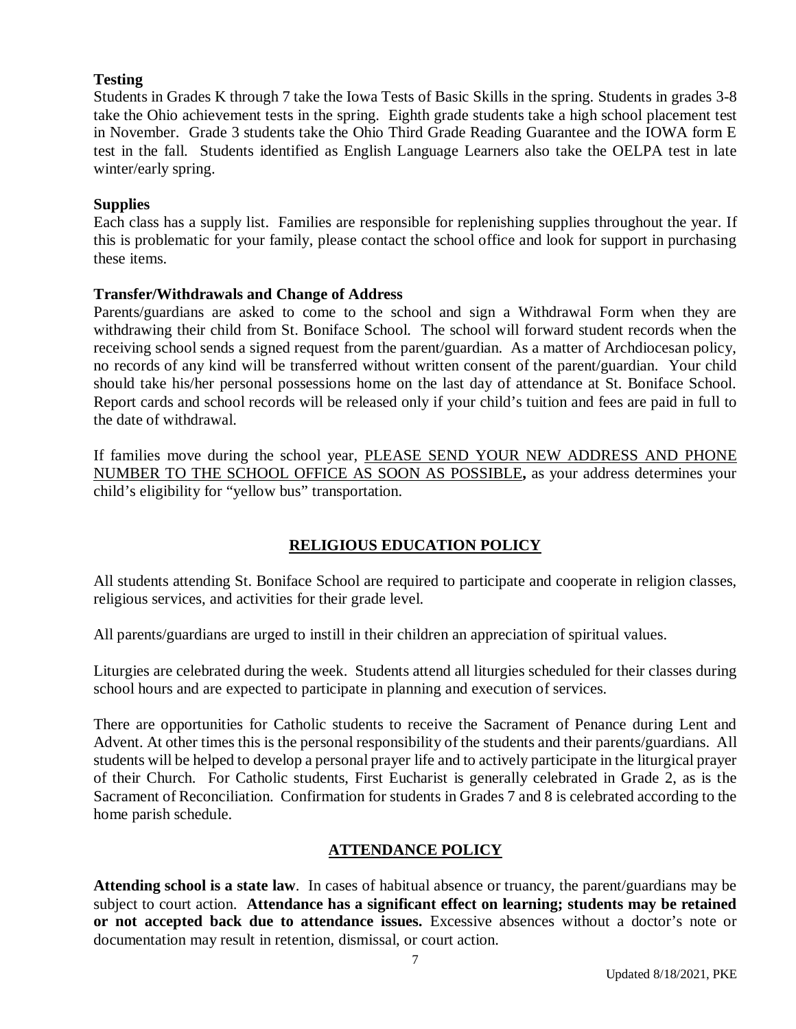**Testing**

Students in Grades K through 7 take the Iowa Tests of Basic Skills in the spring. Students in grades 3-8 take the Ohio achievement tests in the spring. Eighth grade students take a high school placement test in November. Grade 3 students take the Ohio Third Grade Reading Guarantee and the IOWA form E test in the fall. Students identified as English Language Learners also take the OELPA test in late winter/early spring.

**Supplies**

Each class has a supply list. Families are responsible for replenishing supplies throughout the year. If this is problematic for your family, please contact the school office and look for support in purchasing these items.

**Transfer/Withdrawals and Change of Address**

Parents/guardians are asked to come to the school and sign a Withdrawal Form when they are withdrawing their child from St. Boniface School. The school will forward student records when the receiving school sends a signed request from the parent/guardian. As a matter of Archdiocesan policy, no records of any kind will be transferred without written consent of the parent/guardian. Your child should take his/her personal possessions home on the last day of attendance at St. Boniface School. Report cards and school records will be released only if your child's tuition and fees are paid in full to the date of withdrawal.

If families move during the school year, <u>PLEASE SEND YOUR NEW ADDRESS AND PHONE NUMBER TO THE SCHOOL OFFICE AS SOON AS POSSIBLE</u>**,** as your address determines your child's eligibility for "yellow bus" transportation.

## RELIGIOUS EDUCATION POLICY

All students attending St. Boniface School are required to participate and cooperate in religion classes, religious services, and activities for their grade level.

All parents/guardians are urged to instill in their children an appreciation of spiritual values.

Liturgies are celebrated during the week. Students attend all liturgies scheduled for their classes during school hours and are expected to participate in planning and execution of services.

There are opportunities for Catholic students to receive the Sacrament of Penance during Lent and Advent. At other times this is the personal responsibility of the students and their parents/guardians. All students will be helped to develop a personal prayer life and to actively participate in the liturgical prayer of their Church. For Catholic students, First Eucharist is generally celebrated in Grade 2, as is the Sacrament of Reconciliation. Confirmation for students in Grades 7 and 8 is celebrated according to the home parish schedule.

## ATTENDANCE POLICY

**Attending school is a state law**. In cases of habitual absence or truancy, the parent/guardians may be subject to court action. **Attendance has a significant effect on learning; students may be retained or not accepted back due to attendance issues.** Excessive absences without a doctor's note or documentation may result in retention, dismissal, or court action.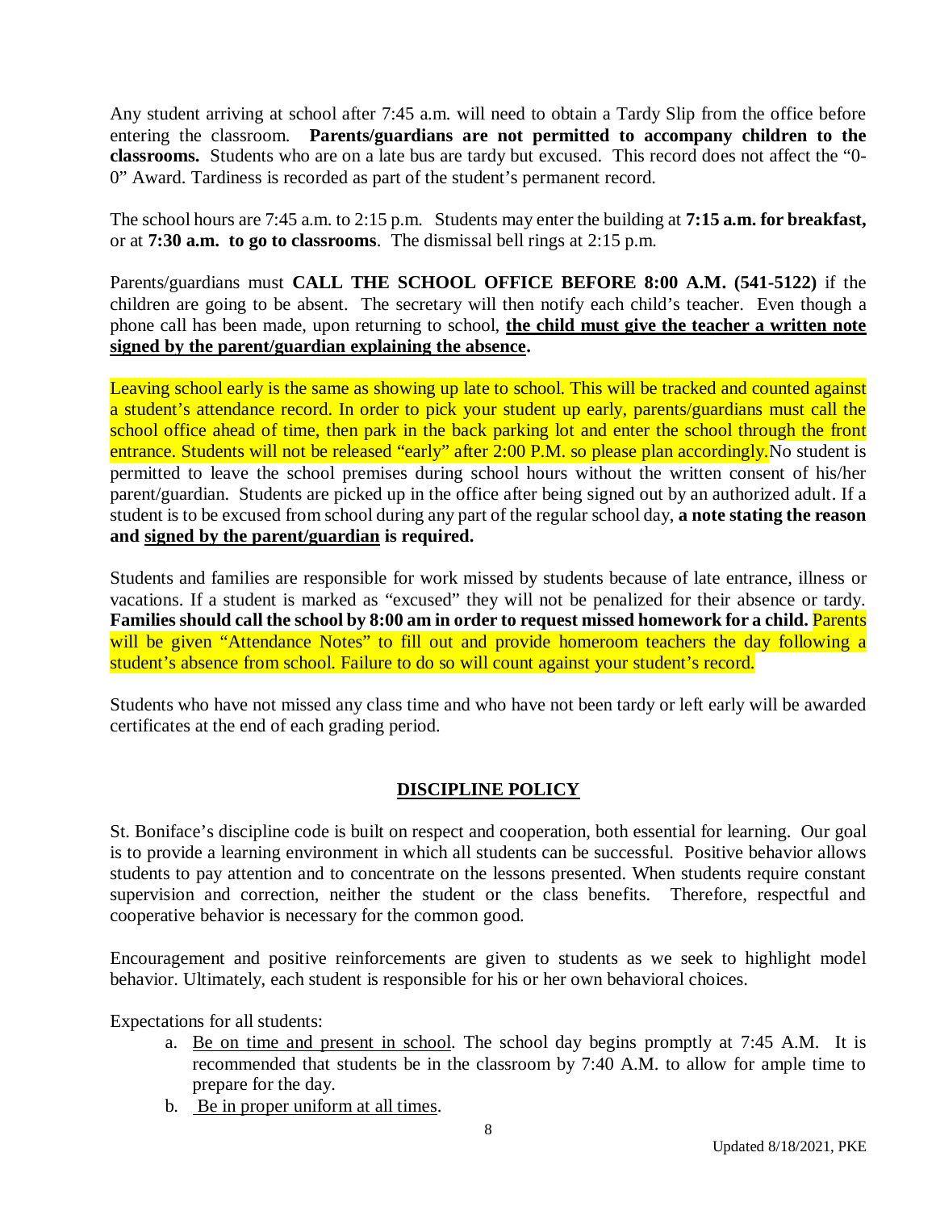Any student arriving at school after 7:45 a.m. will need to obtain a Tardy Slip from the office before entering the classroom. **Parents/guardians are not permitted to accompany children to the classrooms.** Students who are on a late bus are tardy but excused. This record does not affect the "0-0" Award. Tardiness is recorded as part of the student's permanent record.

The school hours are 7:45 a.m. to 2:15 p.m. Students may enter the building at **7:15 a.m. for breakfast,** or at **7:30 a.m. to go to classrooms**. The dismissal bell rings at 2:15 p.m.

Parents/guardians must **CALL THE SCHOOL OFFICE BEFORE 8:00 A.M. (541-5122)** if the children are going to be absent. The secretary will then notify each child's teacher. Even though a phone call has been made, upon returning to school, **<u>the child must give the teacher a written note signed by the parent/guardian explaining the absence</u>.**

Leaving school early is the same as showing up late to school. This will be tracked and counted against a student's attendance record. In order to pick your student up early, parents/guardians must call the school office ahead of time, then park in the back parking lot and enter the school through the front entrance. Students will not be released "early" after 2:00 P.M. so please plan accordingly. No student is permitted to leave the school premises during school hours without the written consent of his/her parent/guardian. Students are picked up in the office after being signed out by an authorized adult. If a student is to be excused from school during any part of the regular school day, **a note stating the reason and <u>signed by the parent/guardian</u> is required.**

Students and families are responsible for work missed by students because of late entrance, illness or vacations. If a student is marked as "excused" they will not be penalized for their absence or tardy. **Families should call the school by 8:00 am in order to request missed homework for a child.** Parents will be given "Attendance Notes" to fill out and provide homeroom teachers the day following a student's absence from school. Failure to do so will count against your student's record.

Students who have not missed any class time and who have not been tardy or left early will be awarded certificates at the end of each grading period.

## <u>DISCIPLINE POLICY</u>

St. Boniface's discipline code is built on respect and cooperation, both essential for learning. Our goal is to provide a learning environment in which all students can be successful. Positive behavior allows students to pay attention and to concentrate on the lessons presented. When students require constant supervision and correction, neither the student or the class benefits. Therefore, respectful and cooperative behavior is necessary for the common good.

Encouragement and positive reinforcements are given to students as we seek to highlight model behavior. Ultimately, each student is responsible for his or her own behavioral choices.

Expectations for all students:

a. <u>Be on time and present in school</u>. The school day begins promptly at 7:45 A.M. It is recommended that students be in the classroom by 7:40 A.M. to allow for ample time to prepare for the day.
b. <u>Be in proper uniform at all times</u>.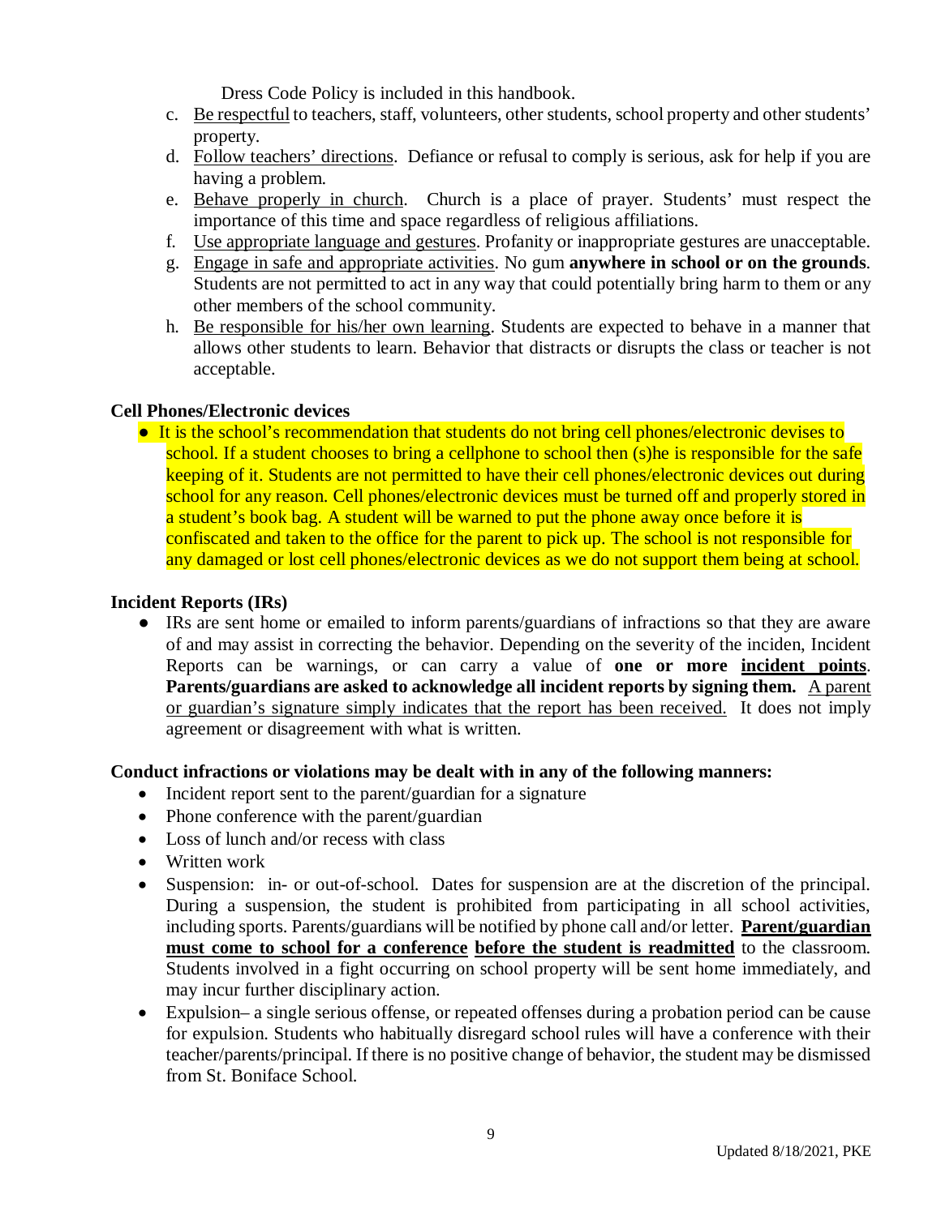Dress Code Policy is included in this handbook.

c. Be respectful to teachers, staff, volunteers, other students, school property and other students' property.
d. Follow teachers' directions. Defiance or refusal to comply is serious, ask for help if you are having a problem.
e. Behave properly in church. Church is a place of prayer. Students' must respect the importance of this time and space regardless of religious affiliations.
f. Use appropriate language and gestures. Profanity or inappropriate gestures are unacceptable.
g. Engage in safe and appropriate activities. No gum **anywhere in school or on the grounds**. Students are not permitted to act in any way that could potentially bring harm to them or any other members of the school community.
h. Be responsible for his/her own learning. Students are expected to behave in a manner that allows other students to learn. Behavior that distracts or disrupts the class or teacher is not acceptable.

**Cell Phones/Electronic devices**

- It is the school's recommendation that students do not bring cell phones/electronic devises to school. If a student chooses to bring a cellphone to school then (s)he is responsible for the safe keeping of it. Students are not permitted to have their cell phones/electronic devices out during school for any reason. Cell phones/electronic devices must be turned off and properly stored in a student's book bag. A student will be warned to put the phone away once before it is confiscated and taken to the office for the parent to pick up. The school is not responsible for any damaged or lost cell phones/electronic devices as we do not support them being at school.

**Incident Reports (IRs)**

- IRs are sent home or emailed to inform parents/guardians of infractions so that they are aware of and may assist in correcting the behavior. Depending on the severity of the inciden, Incident Reports can be warnings, or can carry a value of **one or more incident points**. **Parents/guardians are asked to acknowledge all incident reports by signing them.** A parent or guardian's signature simply indicates that the report has been received. It does not imply agreement or disagreement with what is written.

**Conduct infractions or violations may be dealt with in any of the following manners:**

- Incident report sent to the parent/guardian for a signature
- Phone conference with the parent/guardian
- Loss of lunch and/or recess with class
- Written work
- Suspension: in- or out-of-school. Dates for suspension are at the discretion of the principal. During a suspension, the student is prohibited from participating in all school activities, including sports. Parents/guardians will be notified by phone call and/or letter. **Parent/guardian must come to school for a conference before the student is readmitted** to the classroom. Students involved in a fight occurring on school property will be sent home immediately, and may incur further disciplinary action.
- Expulsion– a single serious offense, or repeated offenses during a probation period can be cause for expulsion. Students who habitually disregard school rules will have a conference with their teacher/parents/principal. If there is no positive change of behavior, the student may be dismissed from St. Boniface School.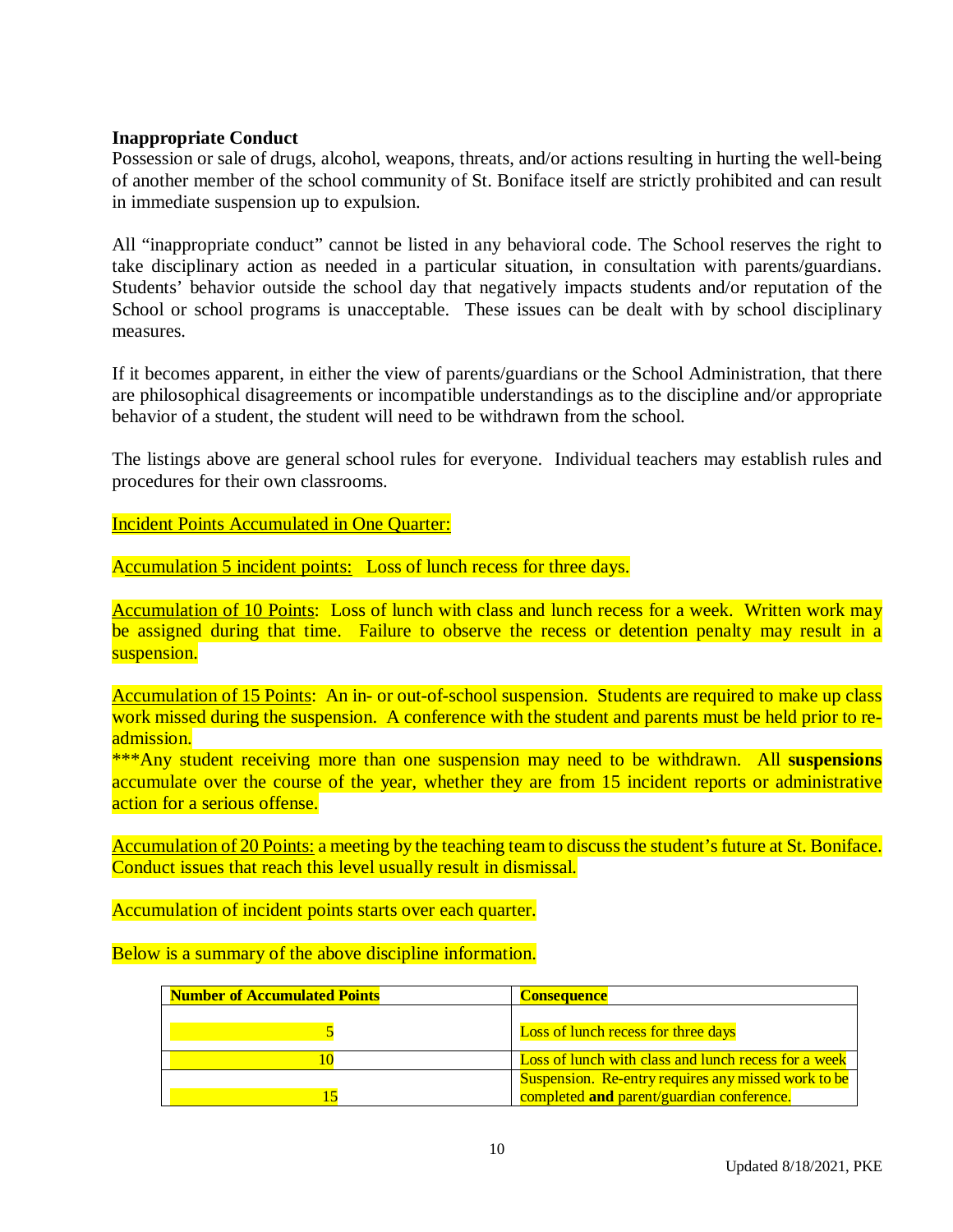### Inappropriate Conduct

Possession or sale of drugs, alcohol, weapons, threats, and/or actions resulting in hurting the well-being of another member of the school community of St. Boniface itself are strictly prohibited and can result in immediate suspension up to expulsion.

All "inappropriate conduct" cannot be listed in any behavioral code. The School reserves the right to take disciplinary action as needed in a particular situation, in consultation with parents/guardians. Students' behavior outside the school day that negatively impacts students and/or reputation of the School or school programs is unacceptable. These issues can be dealt with by school disciplinary measures.

If it becomes apparent, in either the view of parents/guardians or the School Administration, that there are philosophical disagreements or incompatible understandings as to the discipline and/or appropriate behavior of a student, the student will need to be withdrawn from the school.

The listings above are general school rules for everyone. Individual teachers may establish rules and procedures for their own classrooms.

Incident Points Accumulated in One Quarter:

Accumulation 5 incident points: Loss of lunch recess for three days.

Accumulation of 10 Points: Loss of lunch with class and lunch recess for a week. Written work may be assigned during that time. Failure to observe the recess or detention penalty may result in a suspension.

Accumulation of 15 Points: An in- or out-of-school suspension. Students are required to make up class work missed during the suspension. A conference with the student and parents must be held prior to re-admission.

***Any student receiving more than one suspension may need to be withdrawn. All **suspensions** accumulate over the course of the year, whether they are from 15 incident reports or administrative action for a serious offense.

Accumulation of 20 Points: a meeting by the teaching team to discuss the student's future at St. Boniface. Conduct issues that reach this level usually result in dismissal.

Accumulation of incident points starts over each quarter.

Below is a summary of the above discipline information.

| **Number of Accumulated Points** | **Consequence** |
|---|---|
| 5 | Loss of lunch recess for three days |
| 10 | Loss of lunch with class and lunch recess for a week |
| 15 | Suspension. Re-entry requires any missed work to be completed **and** parent/guardian conference. |

Updated 8/18/2021, PKE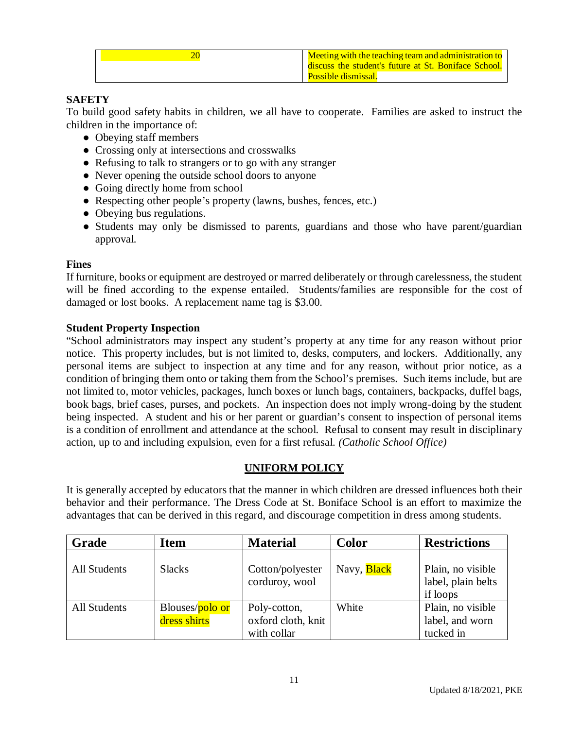| 20 | Meeting with the teaching team and administration to discuss the student's future at St. Boniface School. Possible dismissal. |
|---|---|

**SAFETY**

To build good safety habits in children, we all have to cooperate. Families are asked to instruct the children in the importance of:

- Obeying staff members
- Crossing only at intersections and crosswalks
- Refusing to talk to strangers or to go with any stranger
- Never opening the outside school doors to anyone
- Going directly home from school
- Respecting other people's property (lawns, bushes, fences, etc.)
- Obeying bus regulations.
- Students may only be dismissed to parents, guardians and those who have parent/guardian approval.

**Fines**

If furniture, books or equipment are destroyed or marred deliberately or through carelessness, the student will be fined according to the expense entailed. Students/families are responsible for the cost of damaged or lost books. A replacement name tag is $3.00.

**Student Property Inspection**

"School administrators may inspect any student's property at any time for any reason without prior notice. This property includes, but is not limited to, desks, computers, and lockers. Additionally, any personal items are subject to inspection at any time and for any reason, without prior notice, as a condition of bringing them onto or taking them from the School's premises. Such items include, but are not limited to, motor vehicles, packages, lunch boxes or lunch bags, containers, backpacks, duffel bags, book bags, brief cases, purses, and pockets. An inspection does not imply wrong-doing by the student being inspected. A student and his or her parent or guardian's consent to inspection of personal items is a condition of enrollment and attendance at the school. Refusal to consent may result in disciplinary action, up to and including expulsion, even for a first refusal. *(Catholic School Office)*

## UNIFORM POLICY

It is generally accepted by educators that the manner in which children are dressed influences both their behavior and their performance. The Dress Code at St. Boniface School is an effort to maximize the advantages that can be derived in this regard, and discourage competition in dress among students.

| Grade | Item | Material | Color | Restrictions |
|---|---|---|---|---|
| All Students | Slacks | Cotton/polyester corduroy, wool | Navy, Black | Plain, no visible label, plain belts if loops |
| All Students | Blouses/polo or dress shirts | Poly-cotton, oxford cloth, knit with collar | White | Plain, no visible label, and worn tucked in |

Updated 8/18/2021, PKE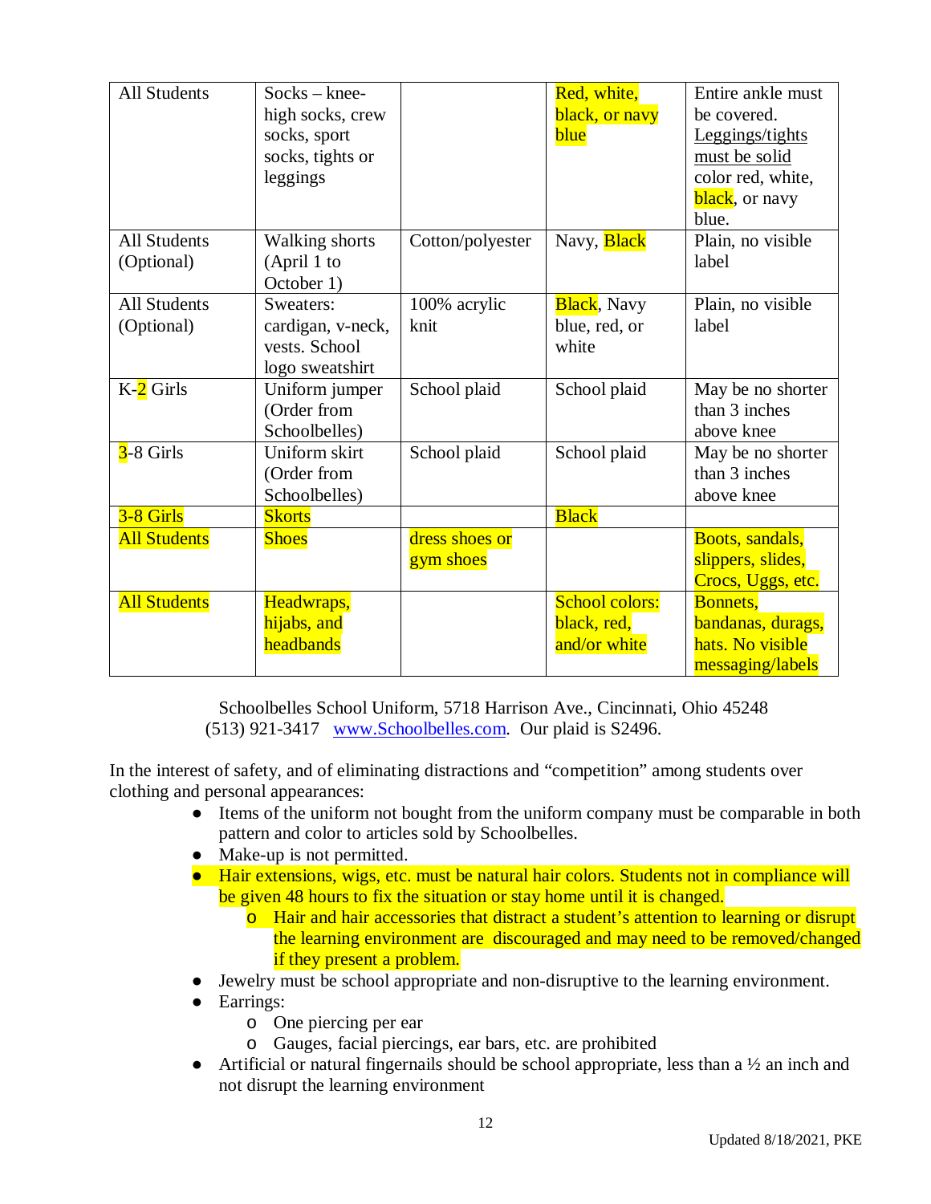| All Students | Socks – knee-high socks, crew socks, sport socks, tights or leggings | | Red, white, black, or navy blue | Entire ankle must be covered. Leggings/tights must be solid color red, white, black, or navy blue. |
|---|---|---|---|---|
| All Students (Optional) | Walking shorts (April 1 to October 1) | Cotton/polyester | Navy, Black | Plain, no visible label |
| All Students (Optional) | Sweaters: cardigan, v-neck, vests. School logo sweatshirt | 100% acrylic knit | Black, Navy blue, red, or white | Plain, no visible label |
| K-2 Girls | Uniform jumper (Order from Schoolbelles) | School plaid | School plaid | May be no shorter than 3 inches above knee |
| 3-8 Girls | Uniform skirt (Order from Schoolbelles) | School plaid | School plaid | May be no shorter than 3 inches above knee |
| 3-8 Girls | Skorts | | Black | |
| All Students | Shoes | dress shoes or gym shoes | | Boots, sandals, slippers, slides, Crocs, Uggs, etc. |
| All Students | Headwraps, hijabs, and headbands | | School colors: black, red, and/or white | Bonnets, bandanas, durags, hats. No visible messaging/labels |

Schoolbelles School Uniform, 5718 Harrison Ave., Cincinnati, Ohio 45248
(513) 921-3417 [www.Schoolbelles.com](http://www.Schoolbelles.com). Our plaid is S2496.

In the interest of safety, and of eliminating distractions and "competition" among students over clothing and personal appearances:

- Items of the uniform not bought from the uniform company must be comparable in both pattern and color to articles sold by Schoolbelles.
- Make-up is not permitted.
- Hair extensions, wigs, etc. must be natural hair colors. Students not in compliance will be given 48 hours to fix the situation or stay home until it is changed.
  - Hair and hair accessories that distract a student's attention to learning or disrupt the learning environment are discouraged and may need to be removed/changed if they present a problem.
- Jewelry must be school appropriate and non-disruptive to the learning environment.
- Earrings:
  - One piercing per ear
  - Gauges, facial piercings, ear bars, etc. are prohibited
- Artificial or natural fingernails should be school appropriate, less than a ½ an inch and not disrupt the learning environment

Updated 8/18/2021, PKE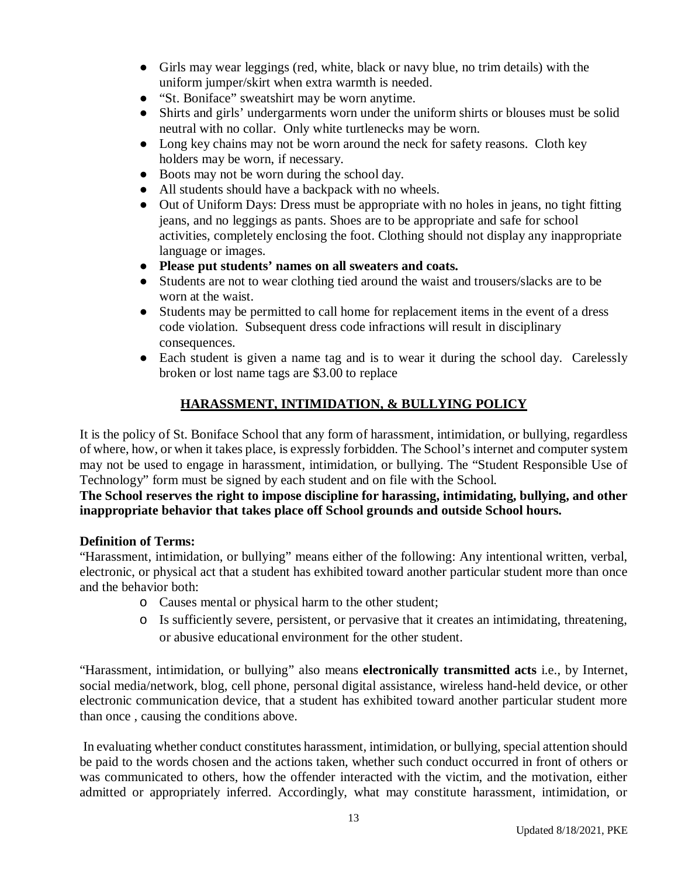- Girls may wear leggings (red, white, black or navy blue, no trim details) with the uniform jumper/skirt when extra warmth is needed.
- "St. Boniface" sweatshirt may be worn anytime.
- Shirts and girls' undergarments worn under the uniform shirts or blouses must be solid neutral with no collar. Only white turtlenecks may be worn.
- Long key chains may not be worn around the neck for safety reasons. Cloth key holders may be worn, if necessary.
- Boots may not be worn during the school day.
- All students should have a backpack with no wheels.
- Out of Uniform Days: Dress must be appropriate with no holes in jeans, no tight fitting jeans, and no leggings as pants. Shoes are to be appropriate and safe for school activities, completely enclosing the foot. Clothing should not display any inappropriate language or images.
- **Please put students' names on all sweaters and coats.**
- Students are not to wear clothing tied around the waist and trousers/slacks are to be worn at the waist.
- Students may be permitted to call home for replacement items in the event of a dress code violation. Subsequent dress code infractions will result in disciplinary consequences.
- Each student is given a name tag and is to wear it during the school day. Carelessly broken or lost name tags are $3.00 to replace

## HARASSMENT, INTIMIDATION, & BULLYING POLICY

It is the policy of St. Boniface School that any form of harassment, intimidation, or bullying, regardless of where, how, or when it takes place, is expressly forbidden. The School's internet and computer system may not be used to engage in harassment, intimidation, or bullying. The "Student Responsible Use of Technology" form must be signed by each student and on file with the School.

**The School reserves the right to impose discipline for harassing, intimidating, bullying, and other inappropriate behavior that takes place off School grounds and outside School hours.**

**Definition of Terms:**

"Harassment, intimidation, or bullying" means either of the following: Any intentional written, verbal, electronic, or physical act that a student has exhibited toward another particular student more than once and the behavior both:

- Causes mental or physical harm to the other student;
- Is sufficiently severe, persistent, or pervasive that it creates an intimidating, threatening, or abusive educational environment for the other student.

"Harassment, intimidation, or bullying" also means **electronically transmitted acts** i.e., by Internet, social media/network, blog, cell phone, personal digital assistance, wireless hand-held device, or other electronic communication device, that a student has exhibited toward another particular student more than once , causing the conditions above.

In evaluating whether conduct constitutes harassment, intimidation, or bullying, special attention should be paid to the words chosen and the actions taken, whether such conduct occurred in front of others or was communicated to others, how the offender interacted with the victim, and the motivation, either admitted or appropriately inferred. Accordingly, what may constitute harassment, intimidation, or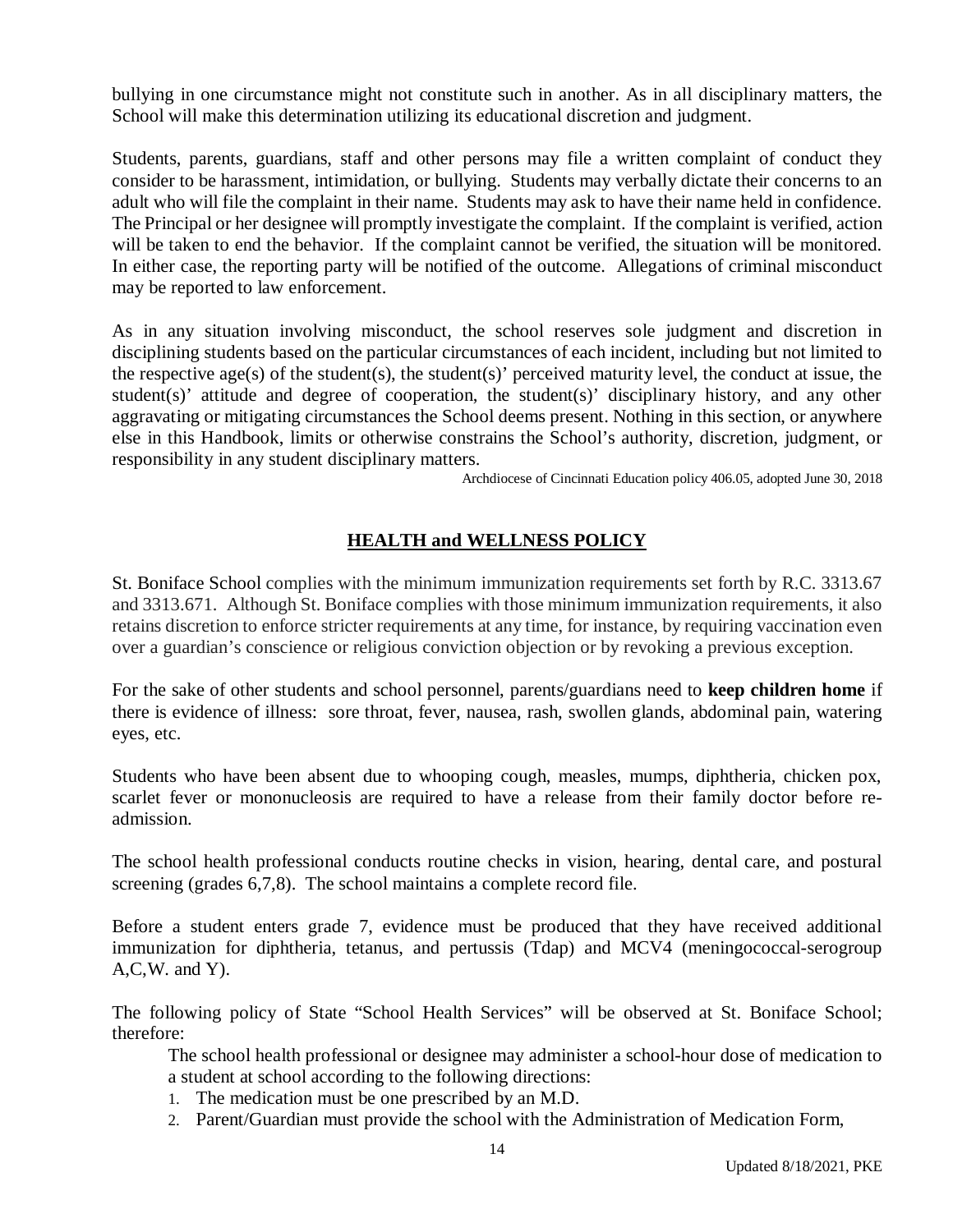bullying in one circumstance might not constitute such in another. As in all disciplinary matters, the School will make this determination utilizing its educational discretion and judgment.

Students, parents, guardians, staff and other persons may file a written complaint of conduct they consider to be harassment, intimidation, or bullying. Students may verbally dictate their concerns to an adult who will file the complaint in their name. Students may ask to have their name held in confidence. The Principal or her designee will promptly investigate the complaint. If the complaint is verified, action will be taken to end the behavior. If the complaint cannot be verified, the situation will be monitored. In either case, the reporting party will be notified of the outcome. Allegations of criminal misconduct may be reported to law enforcement.

As in any situation involving misconduct, the school reserves sole judgment and discretion in disciplining students based on the particular circumstances of each incident, including but not limited to the respective age(s) of the student(s), the student(s)' perceived maturity level, the conduct at issue, the student(s)' attitude and degree of cooperation, the student(s)' disciplinary history, and any other aggravating or mitigating circumstances the School deems present. Nothing in this section, or anywhere else in this Handbook, limits or otherwise constrains the School's authority, discretion, judgment, or responsibility in any student disciplinary matters.

Archdiocese of Cincinnati Education policy 406.05, adopted June 30, 2018

## HEALTH and WELLNESS POLICY

St. Boniface School complies with the minimum immunization requirements set forth by R.C. 3313.67 and 3313.671. Although St. Boniface complies with those minimum immunization requirements, it also retains discretion to enforce stricter requirements at any time, for instance, by requiring vaccination even over a guardian's conscience or religious conviction objection or by revoking a previous exception.

For the sake of other students and school personnel, parents/guardians need to **keep children home** if there is evidence of illness: sore throat, fever, nausea, rash, swollen glands, abdominal pain, watering eyes, etc.

Students who have been absent due to whooping cough, measles, mumps, diphtheria, chicken pox, scarlet fever or mononucleosis are required to have a release from their family doctor before re-admission.

The school health professional conducts routine checks in vision, hearing, dental care, and postural screening (grades 6,7,8). The school maintains a complete record file.

Before a student enters grade 7, evidence must be produced that they have received additional immunization for diphtheria, tetanus, and pertussis (Tdap) and MCV4 (meningococcal-serogroup A,C,W. and Y).

The following policy of State "School Health Services" will be observed at St. Boniface School; therefore:

The school health professional or designee may administer a school-hour dose of medication to a student at school according to the following directions:

1. The medication must be one prescribed by an M.D.
2. Parent/Guardian must provide the school with the Administration of Medication Form,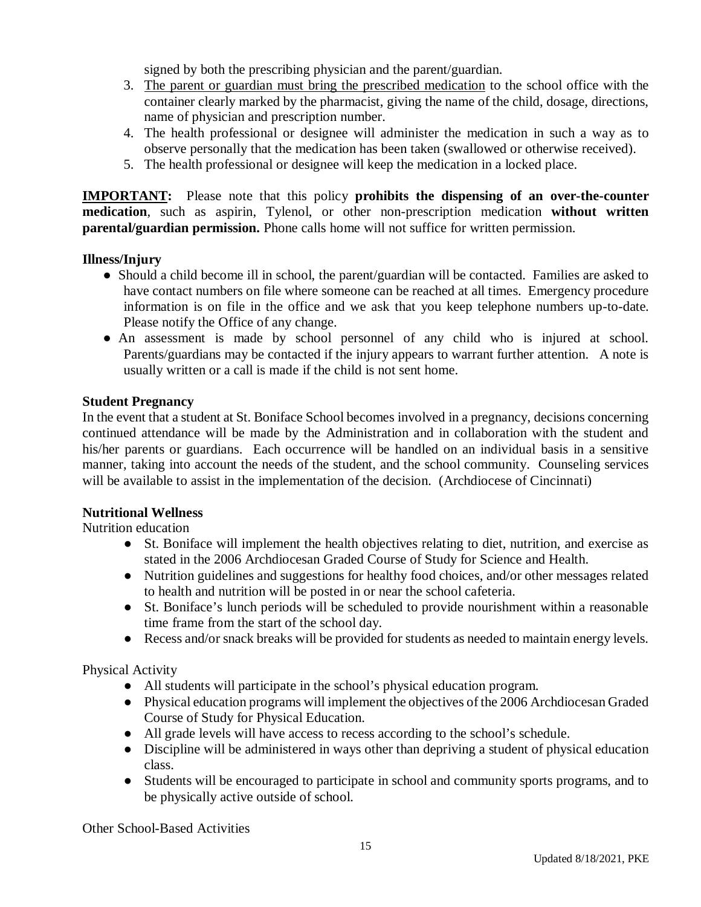signed by both the prescribing physician and the parent/guardian.

3. The parent or guardian must bring the prescribed medication to the school office with the container clearly marked by the pharmacist, giving the name of the child, dosage, directions, name of physician and prescription number.
4. The health professional or designee will administer the medication in such a way as to observe personally that the medication has been taken (swallowed or otherwise received).
5. The health professional or designee will keep the medication in a locked place.

**IMPORTANT:** Please note that this policy **prohibits the dispensing of an over-the-counter medication**, such as aspirin, Tylenol, or other non-prescription medication **without written parental/guardian permission.** Phone calls home will not suffice for written permission.

**Illness/Injury**

- Should a child become ill in school, the parent/guardian will be contacted. Families are asked to have contact numbers on file where someone can be reached at all times. Emergency procedure information is on file in the office and we ask that you keep telephone numbers up-to-date. Please notify the Office of any change.
- An assessment is made by school personnel of any child who is injured at school. Parents/guardians may be contacted if the injury appears to warrant further attention. A note is usually written or a call is made if the child is not sent home.

**Student Pregnancy**

In the event that a student at St. Boniface School becomes involved in a pregnancy, decisions concerning continued attendance will be made by the Administration and in collaboration with the student and his/her parents or guardians. Each occurrence will be handled on an individual basis in a sensitive manner, taking into account the needs of the student, and the school community. Counseling services will be available to assist in the implementation of the decision. (Archdiocese of Cincinnati)

**Nutritional Wellness**

Nutrition education

- St. Boniface will implement the health objectives relating to diet, nutrition, and exercise as stated in the 2006 Archdiocesan Graded Course of Study for Science and Health.
- Nutrition guidelines and suggestions for healthy food choices, and/or other messages related to health and nutrition will be posted in or near the school cafeteria.
- St. Boniface's lunch periods will be scheduled to provide nourishment within a reasonable time frame from the start of the school day.
- Recess and/or snack breaks will be provided for students as needed to maintain energy levels.

Physical Activity

- All students will participate in the school's physical education program.
- Physical education programs will implement the objectives of the 2006 Archdiocesan Graded Course of Study for Physical Education.
- All grade levels will have access to recess according to the school's schedule.
- Discipline will be administered in ways other than depriving a student of physical education class.
- Students will be encouraged to participate in school and community sports programs, and to be physically active outside of school.

Other School-Based Activities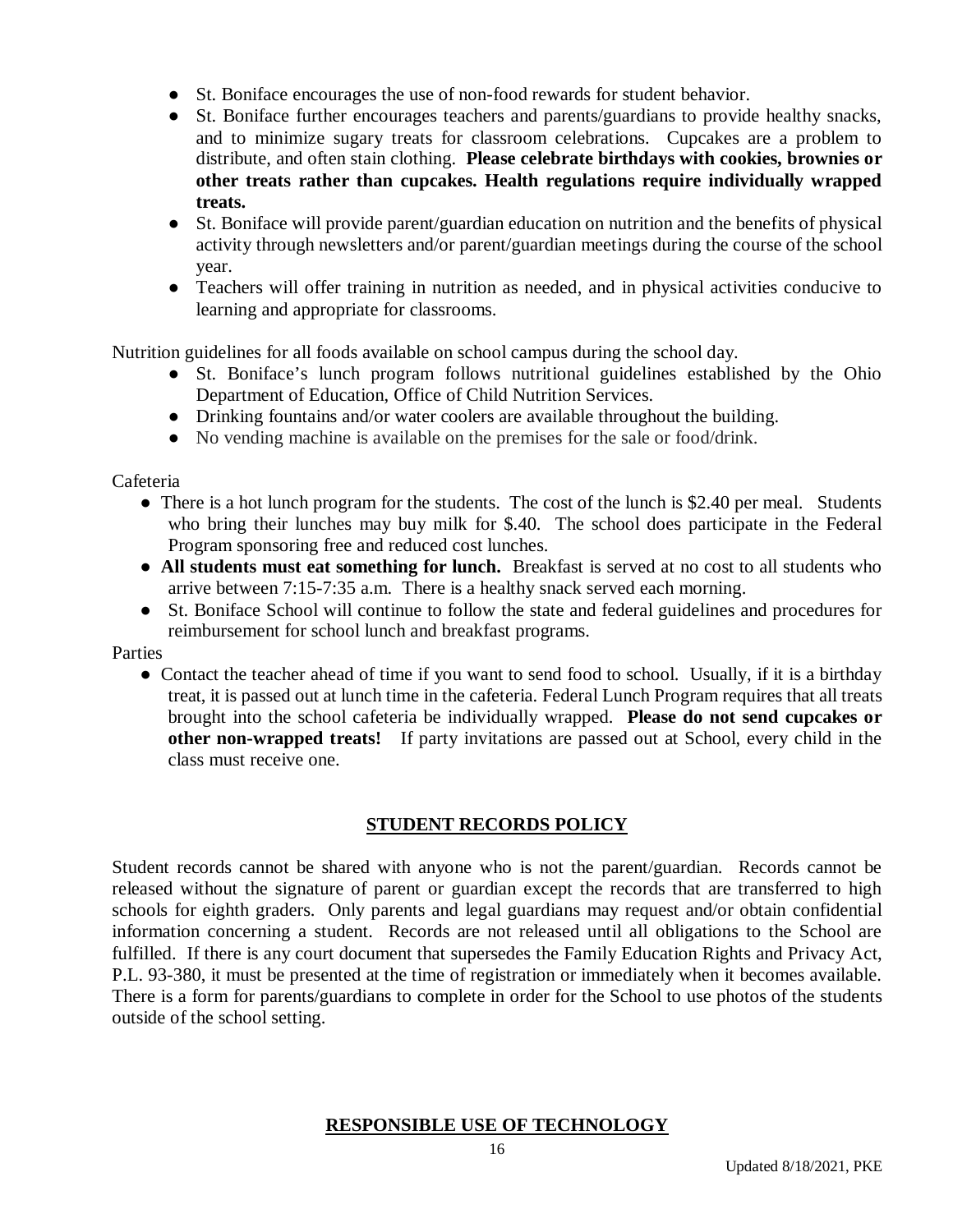- St. Boniface encourages the use of non-food rewards for student behavior.
- St. Boniface further encourages teachers and parents/guardians to provide healthy snacks, and to minimize sugary treats for classroom celebrations. Cupcakes are a problem to distribute, and often stain clothing. **Please celebrate birthdays with cookies, brownies or other treats rather than cupcakes. Health regulations require individually wrapped treats.**
- St. Boniface will provide parent/guardian education on nutrition and the benefits of physical activity through newsletters and/or parent/guardian meetings during the course of the school year.
- Teachers will offer training in nutrition as needed, and in physical activities conducive to learning and appropriate for classrooms.

Nutrition guidelines for all foods available on school campus during the school day.

- St. Boniface's lunch program follows nutritional guidelines established by the Ohio Department of Education, Office of Child Nutrition Services.
- Drinking fountains and/or water coolers are available throughout the building.
- No vending machine is available on the premises for the sale or food/drink.

Cafeteria

- There is a hot lunch program for the students. The cost of the lunch is $2.40 per meal. Students who bring their lunches may buy milk for $.40. The school does participate in the Federal Program sponsoring free and reduced cost lunches.
- **All students must eat something for lunch.** Breakfast is served at no cost to all students who arrive between 7:15-7:35 a.m. There is a healthy snack served each morning.
- St. Boniface School will continue to follow the state and federal guidelines and procedures for reimbursement for school lunch and breakfast programs.

Parties

- Contact the teacher ahead of time if you want to send food to school. Usually, if it is a birthday treat, it is passed out at lunch time in the cafeteria. Federal Lunch Program requires that all treats brought into the school cafeteria be individually wrapped. **Please do not send cupcakes or other non-wrapped treats!** If party invitations are passed out at School, every child in the class must receive one.

## STUDENT RECORDS POLICY

Student records cannot be shared with anyone who is not the parent/guardian. Records cannot be released without the signature of parent or guardian except the records that are transferred to high schools for eighth graders. Only parents and legal guardians may request and/or obtain confidential information concerning a student. Records are not released until all obligations to the School are fulfilled. If there is any court document that supersedes the Family Education Rights and Privacy Act, P.L. 93-380, it must be presented at the time of registration or immediately when it becomes available. There is a form for parents/guardians to complete in order for the School to use photos of the students outside of the school setting.

## RESPONSIBLE USE OF TECHNOLOGY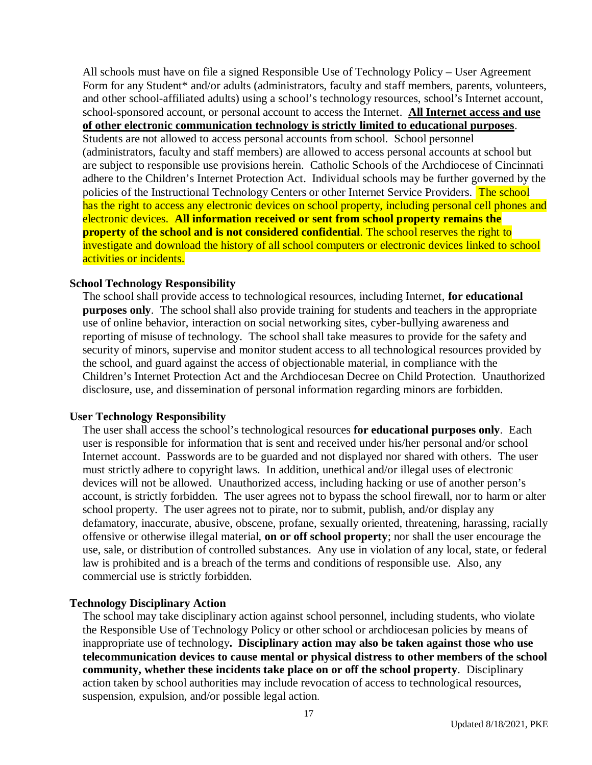All schools must have on file a signed Responsible Use of Technology Policy – User Agreement Form for any Student* and/or adults (administrators, faculty and staff members, parents, volunteers, and other school-affiliated adults) using a school's technology resources, school's Internet account, school-sponsored account, or personal account to access the Internet. **<u>All Internet access and use of other electronic communication technology is strictly limited to educational purposes</u>**. Students are not allowed to access personal accounts from school. School personnel (administrators, faculty and staff members) are allowed to access personal accounts at school but are subject to responsible use provisions herein. Catholic Schools of the Archdiocese of Cincinnati adhere to the Children's Internet Protection Act. Individual schools may be further governed by the policies of the Instructional Technology Centers or other Internet Service Providers. The school has the right to access any electronic devices on school property, including personal cell phones and electronic devices. **All information received or sent from school property remains the property of the school and is not considered confidential**. The school reserves the right to investigate and download the history of all school computers or electronic devices linked to school activities or incidents.

**School Technology Responsibility**

The school shall provide access to technological resources, including Internet, **for educational purposes only**. The school shall also provide training for students and teachers in the appropriate use of online behavior, interaction on social networking sites, cyber-bullying awareness and reporting of misuse of technology. The school shall take measures to provide for the safety and security of minors, supervise and monitor student access to all technological resources provided by the school, and guard against the access of objectionable material, in compliance with the Children's Internet Protection Act and the Archdiocesan Decree on Child Protection. Unauthorized disclosure, use, and dissemination of personal information regarding minors are forbidden.

**User Technology Responsibility**

The user shall access the school's technological resources **for educational purposes only**. Each user is responsible for information that is sent and received under his/her personal and/or school Internet account. Passwords are to be guarded and not displayed nor shared with others. The user must strictly adhere to copyright laws. In addition, unethical and/or illegal uses of electronic devices will not be allowed. Unauthorized access, including hacking or use of another person's account, is strictly forbidden. The user agrees not to bypass the school firewall, nor to harm or alter school property. The user agrees not to pirate, nor to submit, publish, and/or display any defamatory, inaccurate, abusive, obscene, profane, sexually oriented, threatening, harassing, racially offensive or otherwise illegal material, **on or off school property**; nor shall the user encourage the use, sale, or distribution of controlled substances. Any use in violation of any local, state, or federal law is prohibited and is a breach of the terms and conditions of responsible use. Also, any commercial use is strictly forbidden.

**Technology Disciplinary Action**

The school may take disciplinary action against school personnel, including students, who violate the Responsible Use of Technology Policy or other school or archdiocesan policies by means of inappropriate use of technology**. Disciplinary action may also be taken against those who use telecommunication devices to cause mental or physical distress to other members of the school community, whether these incidents take place on or off the school property**. Disciplinary action taken by school authorities may include revocation of access to technological resources, suspension, expulsion, and/or possible legal action.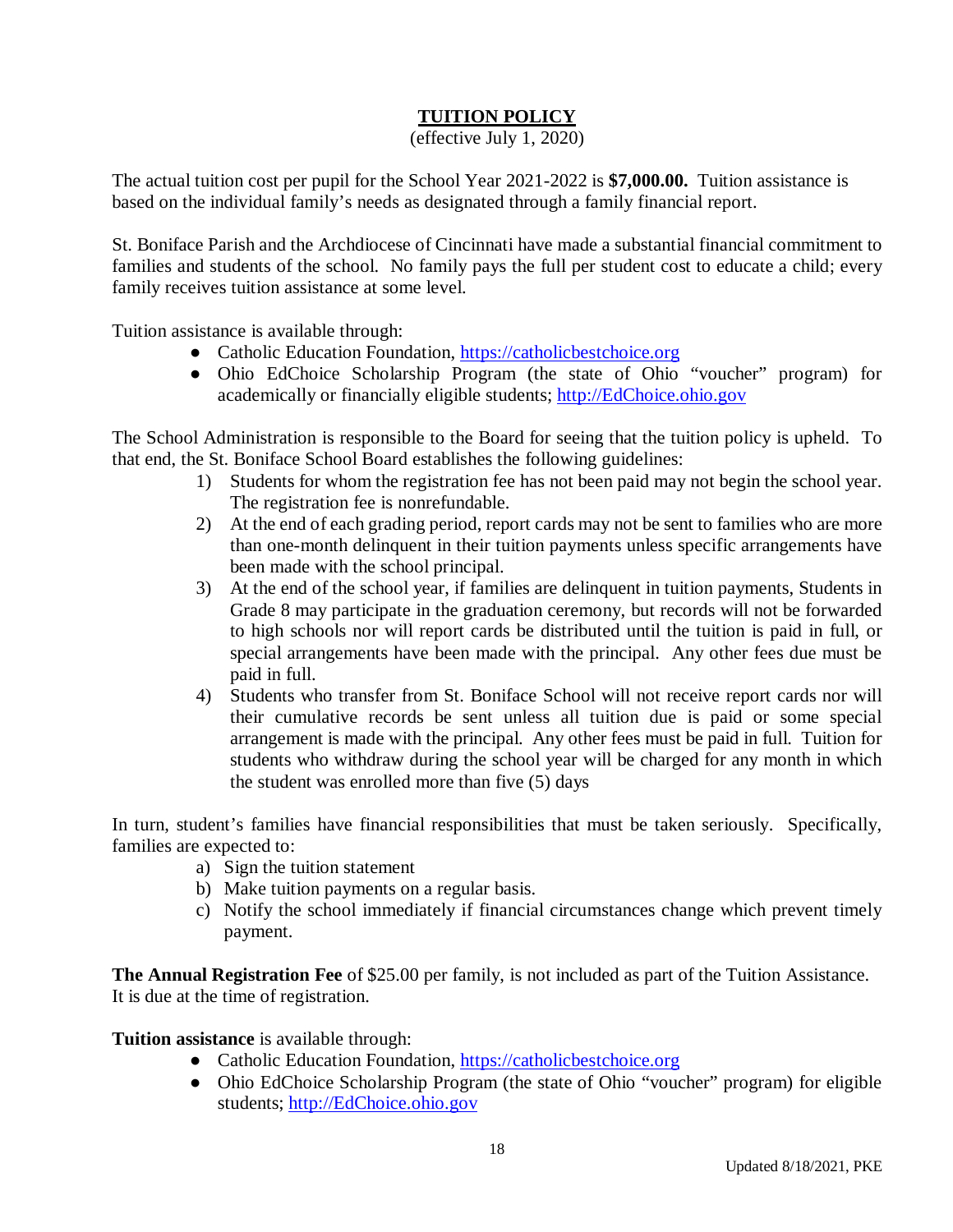## TUITION POLICY

(effective July 1, 2020)

The actual tuition cost per pupil for the School Year 2021-2022 is **$7,000.00.** Tuition assistance is based on the individual family's needs as designated through a family financial report.

St. Boniface Parish and the Archdiocese of Cincinnati have made a substantial financial commitment to families and students of the school. No family pays the full per student cost to educate a child; every family receives tuition assistance at some level.

Tuition assistance is available through:

- Catholic Education Foundation, https://catholicbestchoice.org
- Ohio EdChoice Scholarship Program (the state of Ohio "voucher" program) for academically or financially eligible students; http://EdChoice.ohio.gov

The School Administration is responsible to the Board for seeing that the tuition policy is upheld. To that end, the St. Boniface School Board establishes the following guidelines:

1) Students for whom the registration fee has not been paid may not begin the school year. The registration fee is nonrefundable.
2) At the end of each grading period, report cards may not be sent to families who are more than one-month delinquent in their tuition payments unless specific arrangements have been made with the school principal.
3) At the end of the school year, if families are delinquent in tuition payments, Students in Grade 8 may participate in the graduation ceremony, but records will not be forwarded to high schools nor will report cards be distributed until the tuition is paid in full, or special arrangements have been made with the principal. Any other fees due must be paid in full.
4) Students who transfer from St. Boniface School will not receive report cards nor will their cumulative records be sent unless all tuition due is paid or some special arrangement is made with the principal. Any other fees must be paid in full. Tuition for students who withdraw during the school year will be charged for any month in which the student was enrolled more than five (5) days

In turn, student's families have financial responsibilities that must be taken seriously. Specifically, families are expected to:

a) Sign the tuition statement
b) Make tuition payments on a regular basis.
c) Notify the school immediately if financial circumstances change which prevent timely payment.

**The Annual Registration Fee** of $25.00 per family, is not included as part of the Tuition Assistance. It is due at the time of registration.

**Tuition assistance** is available through:

- Catholic Education Foundation, https://catholicbestchoice.org
- Ohio EdChoice Scholarship Program (the state of Ohio "voucher" program) for eligible students; http://EdChoice.ohio.gov

Updated 8/18/2021, PKE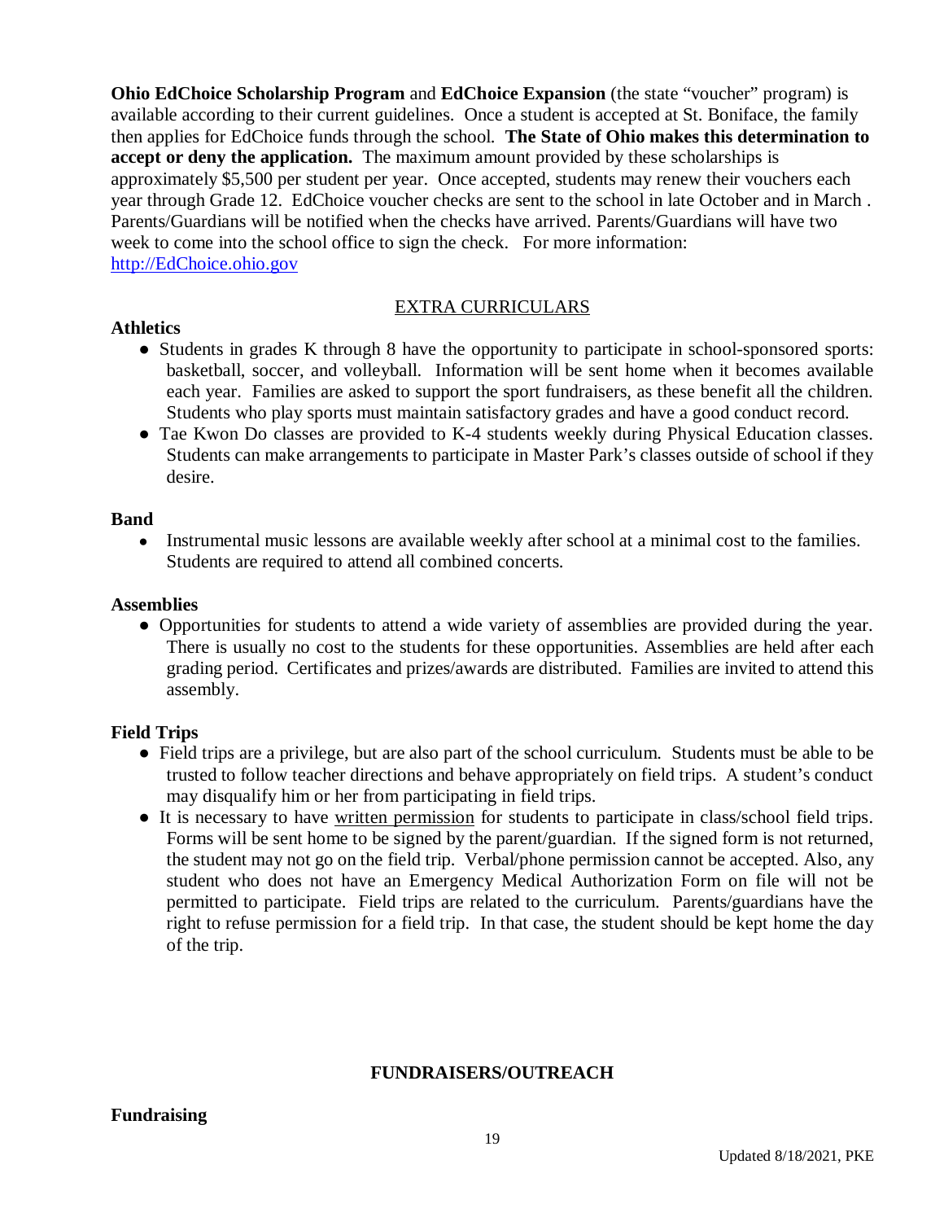**Ohio EdChoice Scholarship Program** and **EdChoice Expansion** (the state "voucher" program) is available according to their current guidelines. Once a student is accepted at St. Boniface, the family then applies for EdChoice funds through the school. **The State of Ohio makes this determination to accept or deny the application.** The maximum amount provided by these scholarships is approximately $5,500 per student per year. Once accepted, students may renew their vouchers each year through Grade 12. EdChoice voucher checks are sent to the school in late October and in March . Parents/Guardians will be notified when the checks have arrived. Parents/Guardians will have two week to come into the school office to sign the check. For more information: [http://EdChoice.ohio.gov](http://EdChoice.ohio.gov)

## EXTRA CURRICULARS

### Athletics

- Students in grades K through 8 have the opportunity to participate in school-sponsored sports: basketball, soccer, and volleyball. Information will be sent home when it becomes available each year. Families are asked to support the sport fundraisers, as these benefit all the children. Students who play sports must maintain satisfactory grades and have a good conduct record.
- Tae Kwon Do classes are provided to K-4 students weekly during Physical Education classes. Students can make arrangements to participate in Master Park's classes outside of school if they desire.

### Band

- Instrumental music lessons are available weekly after school at a minimal cost to the families. Students are required to attend all combined concerts.

### Assemblies

- Opportunities for students to attend a wide variety of assemblies are provided during the year. There is usually no cost to the students for these opportunities. Assemblies are held after each grading period. Certificates and prizes/awards are distributed. Families are invited to attend this assembly.

### Field Trips

- Field trips are a privilege, but are also part of the school curriculum. Students must be able to be trusted to follow teacher directions and behave appropriately on field trips. A student's conduct may disqualify him or her from participating in field trips.
- It is necessary to have written permission for students to participate in class/school field trips. Forms will be sent home to be signed by the parent/guardian. If the signed form is not returned, the student may not go on the field trip. Verbal/phone permission cannot be accepted. Also, any student who does not have an Emergency Medical Authorization Form on file will not be permitted to participate. Field trips are related to the curriculum. Parents/guardians have the right to refuse permission for a field trip. In that case, the student should be kept home the day of the trip.

## FUNDRAISERS/OUTREACH

### Fundraising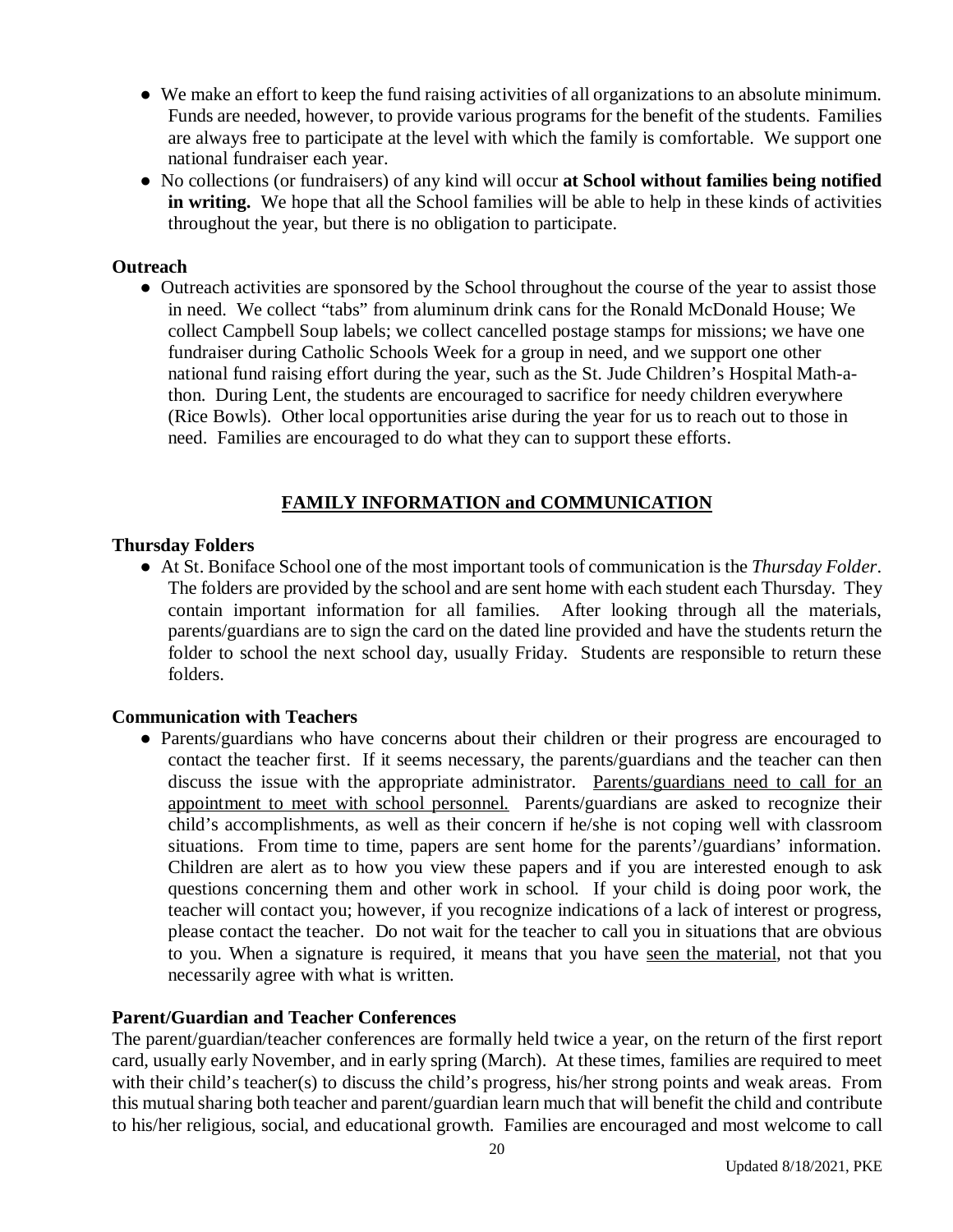- We make an effort to keep the fund raising activities of all organizations to an absolute minimum. Funds are needed, however, to provide various programs for the benefit of the students. Families are always free to participate at the level with which the family is comfortable. We support one national fundraiser each year.
- No collections (or fundraisers) of any kind will occur **at School without families being notified in writing.** We hope that all the School families will be able to help in these kinds of activities throughout the year, but there is no obligation to participate.

**Outreach**

- Outreach activities are sponsored by the School throughout the course of the year to assist those in need. We collect "tabs" from aluminum drink cans for the Ronald McDonald House; We collect Campbell Soup labels; we collect cancelled postage stamps for missions; we have one fundraiser during Catholic Schools Week for a group in need, and we support one other national fund raising effort during the year, such as the St. Jude Children's Hospital Math-a-thon. During Lent, the students are encouraged to sacrifice for needy children everywhere (Rice Bowls). Other local opportunities arise during the year for us to reach out to those in need. Families are encouraged to do what they can to support these efforts.

## FAMILY INFORMATION and COMMUNICATION

**Thursday Folders**

- At St. Boniface School one of the most important tools of communication is the *Thursday Folder*. The folders are provided by the school and are sent home with each student each Thursday. They contain important information for all families. After looking through all the materials, parents/guardians are to sign the card on the dated line provided and have the students return the folder to school the next school day, usually Friday. Students are responsible to return these folders.

**Communication with Teachers**

- Parents/guardians who have concerns about their children or their progress are encouraged to contact the teacher first. If it seems necessary, the parents/guardians and the teacher can then discuss the issue with the appropriate administrator. <u>Parents/guardians need to call for an appointment to meet with school personnel.</u> Parents/guardians are asked to recognize their child's accomplishments, as well as their concern if he/she is not coping well with classroom situations. From time to time, papers are sent home for the parents'/guardians' information. Children are alert as to how you view these papers and if you are interested enough to ask questions concerning them and other work in school. If your child is doing poor work, the teacher will contact you; however, if you recognize indications of a lack of interest or progress, please contact the teacher. Do not wait for the teacher to call you in situations that are obvious to you. When a signature is required, it means that you have <u>seen the material</u>, not that you necessarily agree with what is written.

**Parent/Guardian and Teacher Conferences**

The parent/guardian/teacher conferences are formally held twice a year, on the return of the first report card, usually early November, and in early spring (March). At these times, families are required to meet with their child's teacher(s) to discuss the child's progress, his/her strong points and weak areas. From this mutual sharing both teacher and parent/guardian learn much that will benefit the child and contribute to his/her religious, social, and educational growth. Families are encouraged and most welcome to call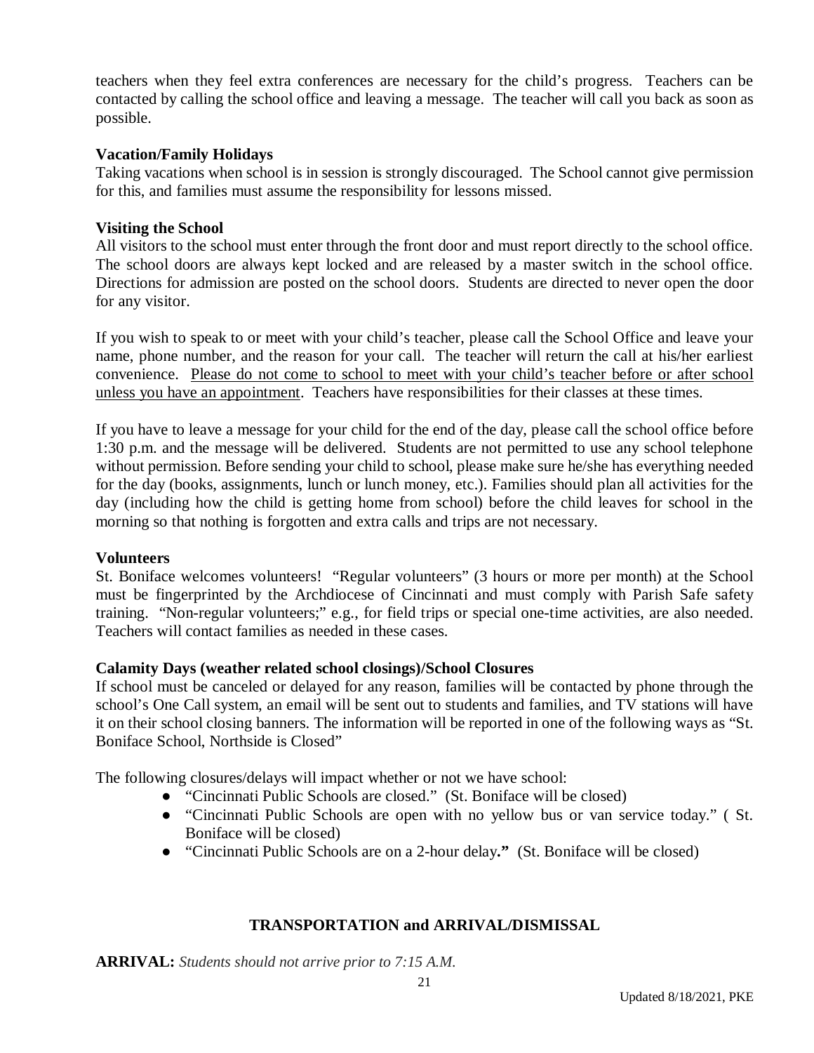teachers when they feel extra conferences are necessary for the child's progress. Teachers can be contacted by calling the school office and leaving a message. The teacher will call you back as soon as possible.

**Vacation/Family Holidays**

Taking vacations when school is in session is strongly discouraged. The School cannot give permission for this, and families must assume the responsibility for lessons missed.

**Visiting the School**

All visitors to the school must enter through the front door and must report directly to the school office. The school doors are always kept locked and are released by a master switch in the school office. Directions for admission are posted on the school doors. Students are directed to never open the door for any visitor.

If you wish to speak to or meet with your child's teacher, please call the School Office and leave your name, phone number, and the reason for your call. The teacher will return the call at his/her earliest convenience. <u>Please do not come to school to meet with your child's teacher before or after school unless you have an appointment</u>. Teachers have responsibilities for their classes at these times.

If you have to leave a message for your child for the end of the day, please call the school office before 1:30 p.m. and the message will be delivered. Students are not permitted to use any school telephone without permission. Before sending your child to school, please make sure he/she has everything needed for the day (books, assignments, lunch or lunch money, etc.). Families should plan all activities for the day (including how the child is getting home from school) before the child leaves for school in the morning so that nothing is forgotten and extra calls and trips are not necessary.

**Volunteers**

St. Boniface welcomes volunteers! "Regular volunteers" (3 hours or more per month) at the School must be fingerprinted by the Archdiocese of Cincinnati and must comply with Parish Safe safety training. "Non-regular volunteers;" e.g., for field trips or special one-time activities, are also needed. Teachers will contact families as needed in these cases.

**Calamity Days (weather related school closings)/School Closures**

If school must be canceled or delayed for any reason, families will be contacted by phone through the school's One Call system, an email will be sent out to students and families, and TV stations will have it on their school closing banners. The information will be reported in one of the following ways as "St. Boniface School, Northside is Closed"

The following closures/delays will impact whether or not we have school:

- "Cincinnati Public Schools are closed." (St. Boniface will be closed)
- "Cincinnati Public Schools are open with no yellow bus or van service today." ( St. Boniface will be closed)
- "Cincinnati Public Schools are on a 2-hour delay**."** (St. Boniface will be closed)

## TRANSPORTATION and ARRIVAL/DISMISSAL

**ARRIVAL:** *Students should not arrive prior to 7:15 A.M.*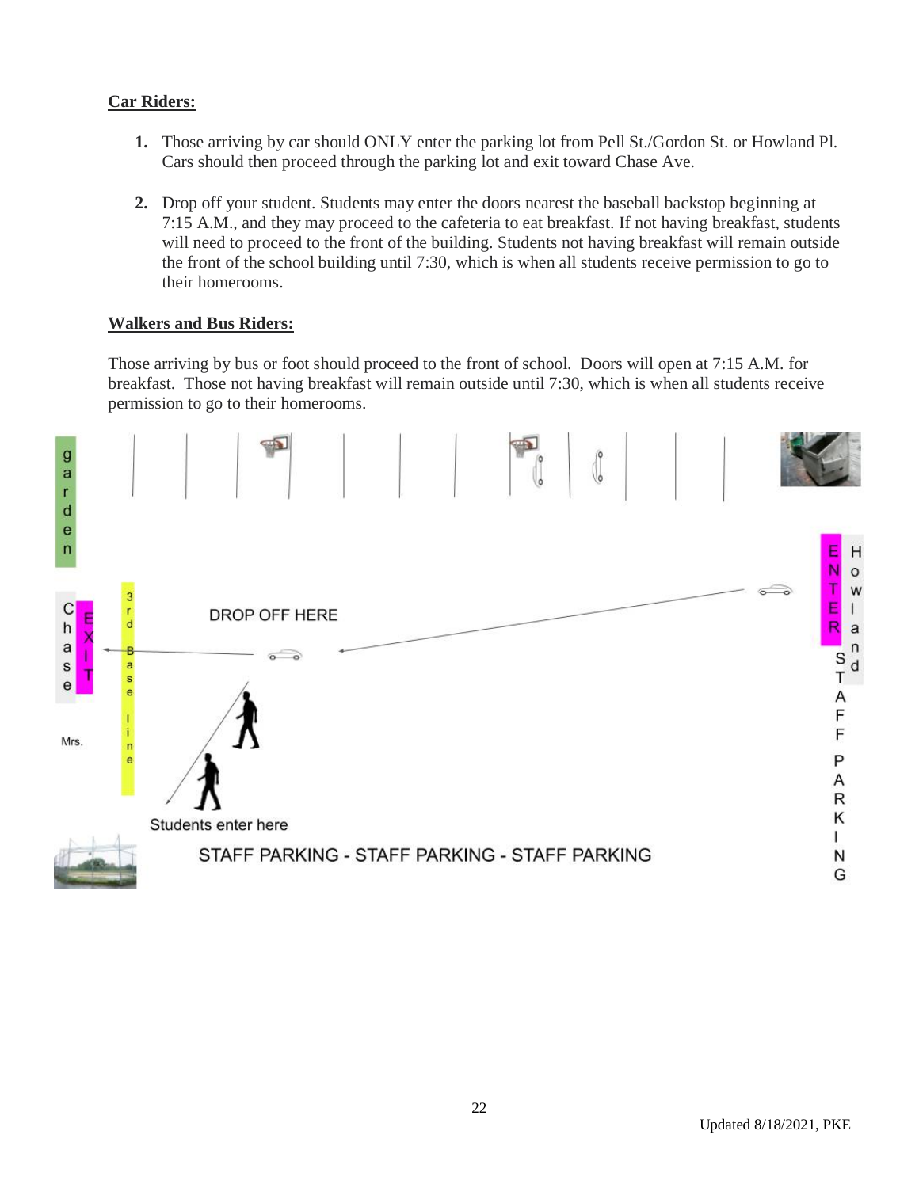**Car Riders:**

1. Those arriving by car should ONLY enter the parking lot from Pell St./Gordon St. or Howland Pl. Cars should then proceed through the parking lot and exit toward Chase Ave.

2. Drop off your student. Students may enter the doors nearest the baseball backstop beginning at 7:15 A.M., and they may proceed to the cafeteria to eat breakfast. If not having breakfast, students will need to proceed to the front of the building. Students not having breakfast will remain outside the front of the school building until 7:30, which is when all students receive permission to go to their homerooms.

**Walkers and Bus Riders:**

Those arriving by bus or foot should proceed to the front of school. Doors will open at 7:15 A.M. for breakfast. Those not having breakfast will remain outside until 7:30, which is when all students receive permission to go to their homerooms.

garden

Chase EXIT

3rd Base line

DROP OFF HERE

ENTER Howland

Mrs.

STAFF PARKING

Students enter here

STAFF PARKING - STAFF PARKING - STAFF PARKING

Updated 8/18/2021, PKE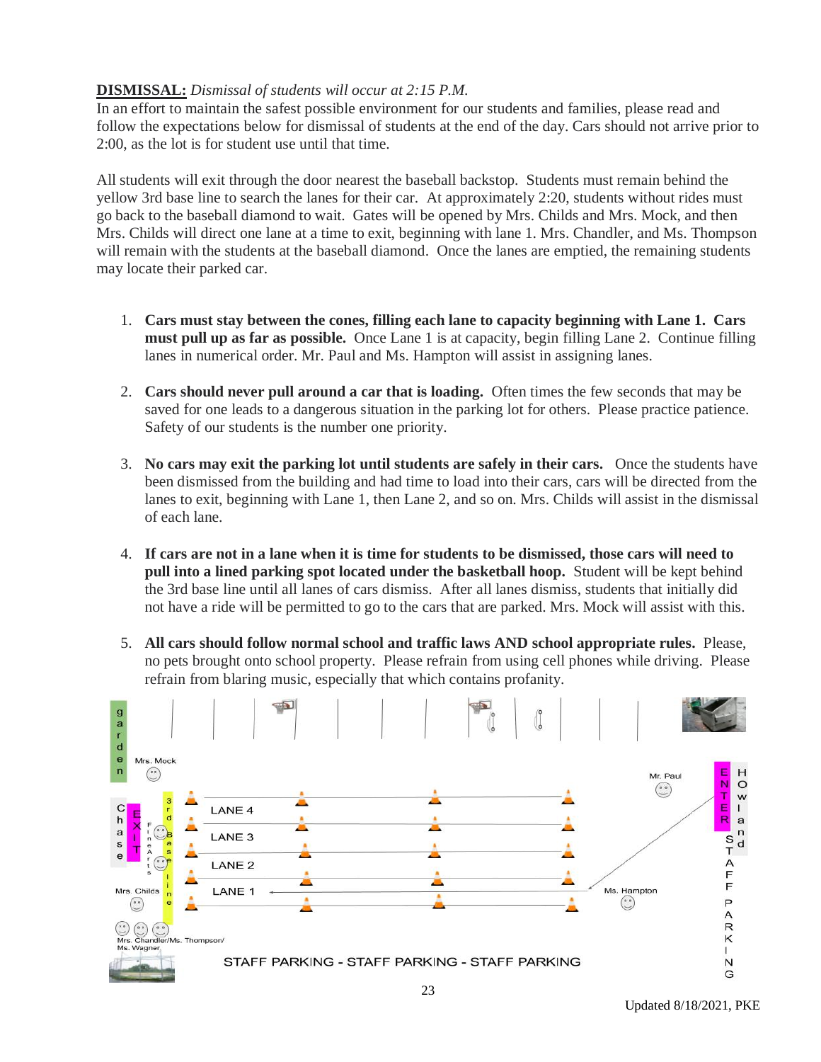**DISMISSAL:** *Dismissal of students will occur at 2:15 P.M.*
In an effort to maintain the safest possible environment for our students and families, please read and follow the expectations below for dismissal of students at the end of the day. Cars should not arrive prior to 2:00, as the lot is for student use until that time.

All students will exit through the door nearest the baseball backstop. Students must remain behind the yellow 3rd base line to search the lanes for their car. At approximately 2:20, students without rides must go back to the baseball diamond to wait. Gates will be opened by Mrs. Childs and Mrs. Mock, and then Mrs. Childs will direct one lane at a time to exit, beginning with lane 1. Mrs. Chandler, and Ms. Thompson will remain with the students at the baseball diamond. Once the lanes are emptied, the remaining students may locate their parked car.

1. **Cars must stay between the cones, filling each lane to capacity beginning with Lane 1. Cars must pull up as far as possible.** Once Lane 1 is at capacity, begin filling Lane 2. Continue filling lanes in numerical order. Mr. Paul and Ms. Hampton will assist in assigning lanes.

2. **Cars should never pull around a car that is loading.** Often times the few seconds that may be saved for one leads to a dangerous situation in the parking lot for others. Please practice patience. Safety of our students is the number one priority.

3. **No cars may exit the parking lot until students are safely in their cars.** Once the students have been dismissed from the building and had time to load into their cars, cars will be directed from the lanes to exit, beginning with Lane 1, then Lane 2, and so on. Mrs. Childs will assist in the dismissal of each lane.

4. **If cars are not in a lane when it is time for students to be dismissed, those cars will need to pull into a lined parking spot located under the basketball hoop.** Student will be kept behind the 3rd base line until all lanes of cars dismiss. After all lanes dismiss, students that initially did not have a ride will be permitted to go to the cars that are parked. Mrs. Mock will assist with this.

5. **All cars should follow normal school and traffic laws AND school appropriate rules.** Please, no pets brought onto school property. Please refrain from using cell phones while driving. Please refrain from blaring music, especially that which contains profanity.

garden | Mrs. Mock | Mr. Paul | ENTER | Howland

Chase | EXIT | Fine Arts | 3rd Base line | LANE 4 | LANE 3 | LANE 2 | LANE 1 | Ms. Hampton | STAFF PARKING

Mrs. Childs | Mrs. Chandler/Ms. Thompson/ Ms. Wagner

STAFF PARKING - STAFF PARKING - STAFF PARKING

Updated 8/18/2021, PKE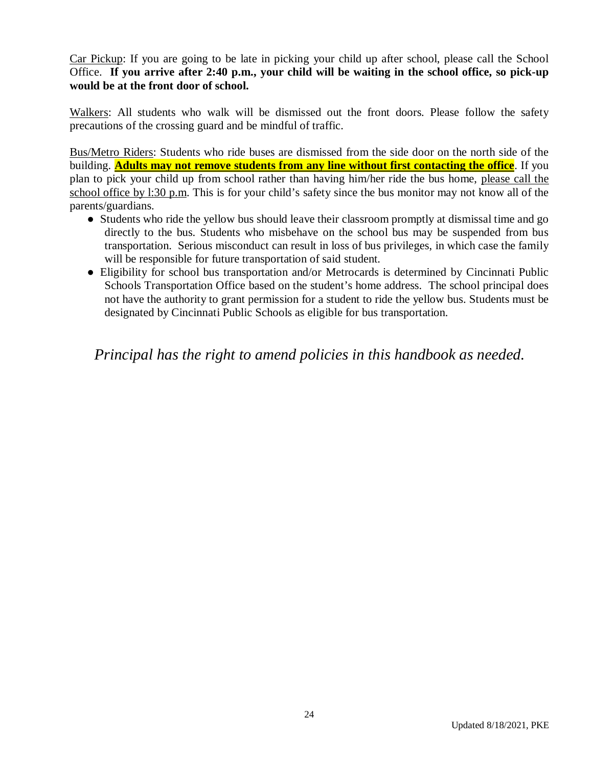Car Pickup: If you are going to be late in picking your child up after school, please call the School Office. **If you arrive after 2:40 p.m., your child will be waiting in the school office, so pick-up would be at the front door of school.**

Walkers: All students who walk will be dismissed out the front doors. Please follow the safety precautions of the crossing guard and be mindful of traffic.

Bus/Metro Riders: Students who ride buses are dismissed from the side door on the north side of the building. **Adults may not remove students from any line without first contacting the office**. If you plan to pick your child up from school rather than having him/her ride the bus home, please call the school office by l:30 p.m. This is for your child's safety since the bus monitor may not know all of the parents/guardians.

- Students who ride the yellow bus should leave their classroom promptly at dismissal time and go directly to the bus. Students who misbehave on the school bus may be suspended from bus transportation. Serious misconduct can result in loss of bus privileges, in which case the family will be responsible for future transportation of said student.
- Eligibility for school bus transportation and/or Metrocards is determined by Cincinnati Public Schools Transportation Office based on the student's home address. The school principal does not have the authority to grant permission for a student to ride the yellow bus. Students must be designated by Cincinnati Public Schools as eligible for bus transportation.

*Principal has the right to amend policies in this handbook as needed.*

Updated 8/18/2021, PKE